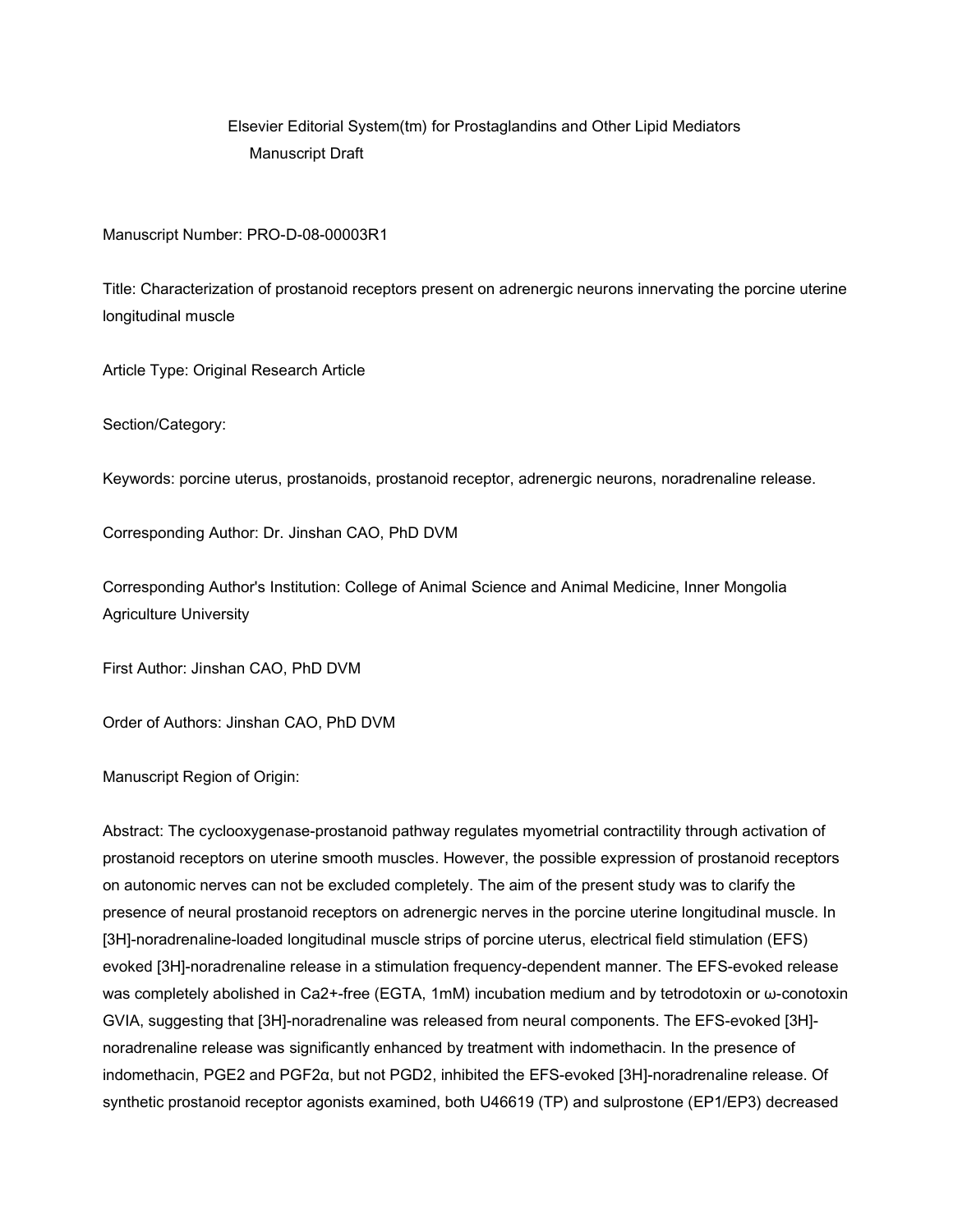Elsevier Editorial System(tm) for Prostaglandins and Other Lipid Mediators
Manuscript Draft

Manuscript Number: PRO-D-08-00003R1

Title: Characterization of prostanoid receptors present on adrenergic neurons innervating the porcine uterine longitudinal muscle

Article Type: Original Research Article

Section/Category:

Keywords: porcine uterus, prostanoids, prostanoid receptor, adrenergic neurons, noradrenaline release.

Corresponding Author: Dr. Jinshan CAO, PhD DVM

Corresponding Author's Institution: College of Animal Science and Animal Medicine, Inner Mongolia Agriculture University

First Author: Jinshan CAO, PhD DVM

Order of Authors: Jinshan CAO, PhD DVM

Manuscript Region of Origin:

Abstract: The cyclooxygenase-prostanoid pathway regulates myometrial contractility through activation of prostanoid receptors on uterine smooth muscles. However, the possible expression of prostanoid receptors on autonomic nerves can not be excluded completely. The aim of the present study was to clarify the presence of neural prostanoid receptors on adrenergic nerves in the porcine uterine longitudinal muscle. In [3H]-noradrenaline-loaded longitudinal muscle strips of porcine uterus, electrical field stimulation (EFS) evoked [3H]-noradrenaline release in a stimulation frequency-dependent manner. The EFS-evoked release was completely abolished in $Ca^{2+}$-free (EGTA, 1mM) incubation medium and by tetrodotoxin or ω-conotoxin GVIA, suggesting that [3H]-noradrenaline was released from neural components. The EFS-evoked [3H]-noradrenaline release was significantly enhanced by treatment with indomethacin. In the presence of indomethacin, $PGE_2$ and $PGF_{2\alpha}$, but not $PGD_2$, inhibited the EFS-evoked [3H]-noradrenaline release. Of synthetic prostanoid receptor agonists examined, both U46619 (TP) and sulprostone (EP1/EP3) decreased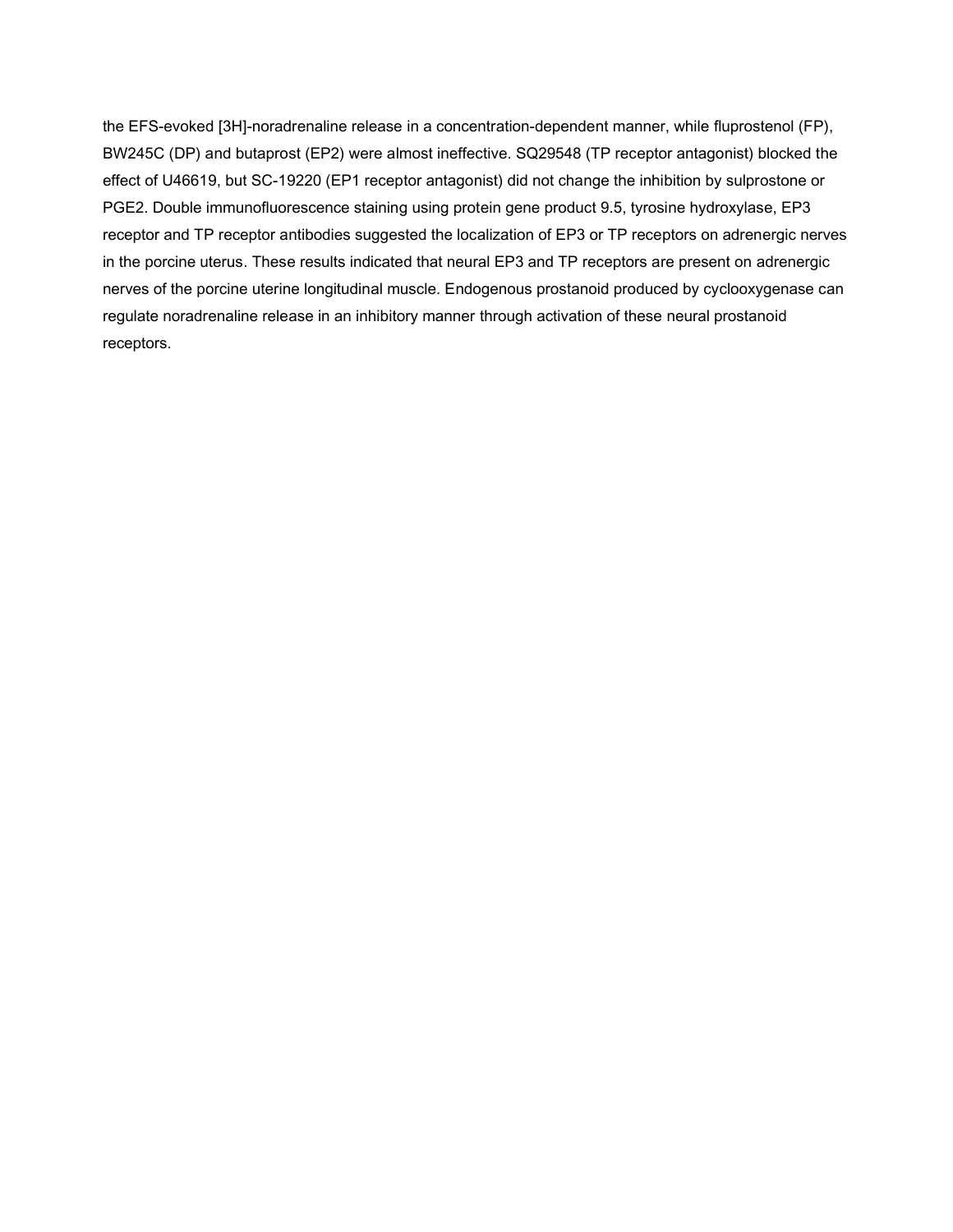the EFS-evoked [3H]-noradrenaline release in a concentration-dependent manner, while fluprostenol (FP), BW245C (DP) and butaprost (EP2) were almost ineffective. SQ29548 (TP receptor antagonist) blocked the effect of U46619, but SC-19220 (EP1 receptor antagonist) did not change the inhibition by sulprostone or PGE2. Double immunofluorescence staining using protein gene product 9.5, tyrosine hydroxylase, EP3 receptor and TP receptor antibodies suggested the localization of EP3 or TP receptors on adrenergic nerves in the porcine uterus. These results indicated that neural EP3 and TP receptors are present on adrenergic nerves of the porcine uterine longitudinal muscle. Endogenous prostanoid produced by cyclooxygenase can regulate noradrenaline release in an inhibitory manner through activation of these neural prostanoid receptors.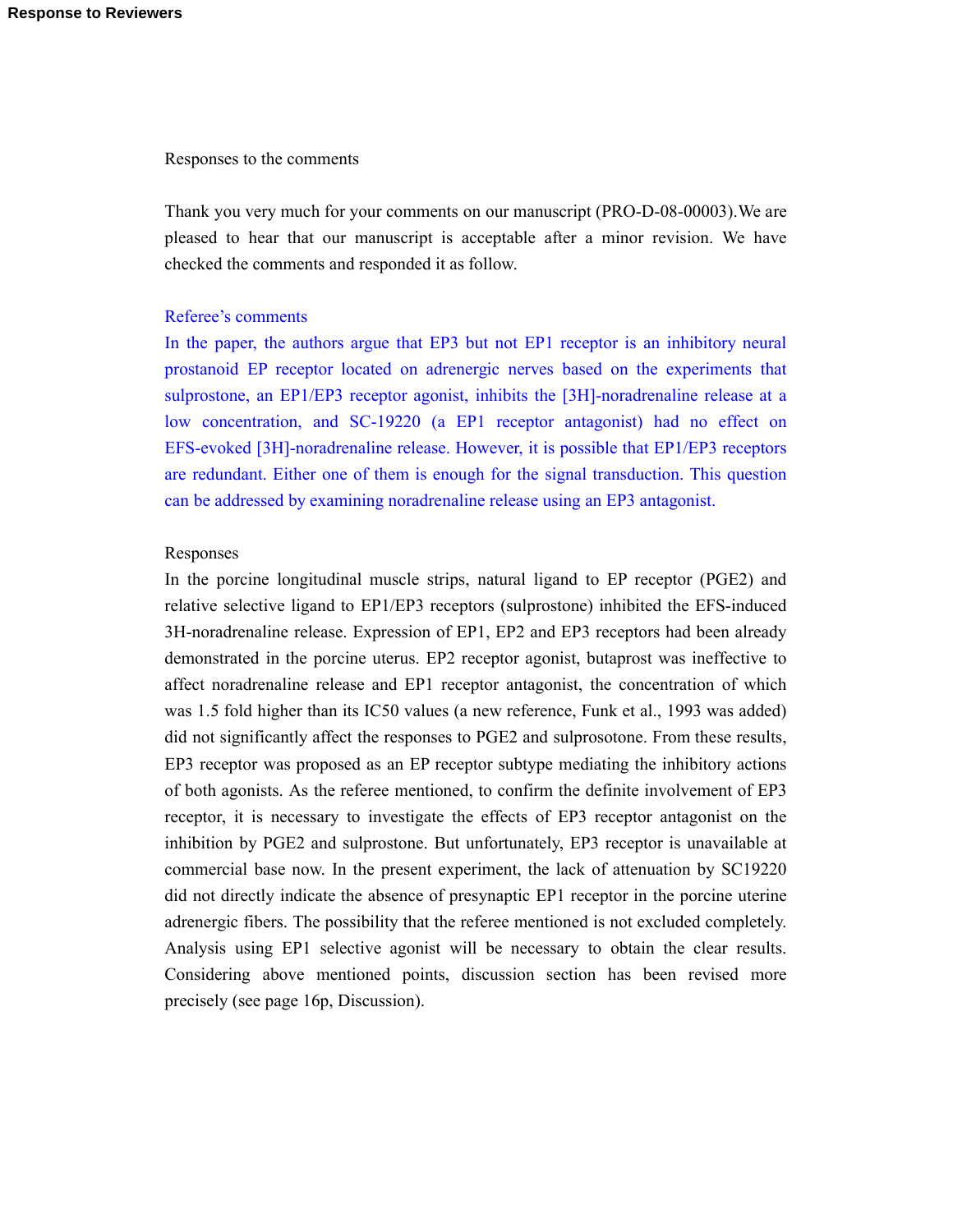**Response to Reviewers**

Responses to the comments

Thank you very much for your comments on our manuscript (PRO-D-08-00003).We are pleased to hear that our manuscript is acceptable after a minor revision. We have checked the comments and responded it as follow.

Referee's comments

In the paper, the authors argue that EP3 but not EP1 receptor is an inhibitory neural prostanoid EP receptor located on adrenergic nerves based on the experiments that sulprostone, an EP1/EP3 receptor agonist, inhibits the [3H]-noradrenaline release at a low concentration, and SC-19220 (a EP1 receptor antagonist) had no effect on EFS-evoked [3H]-noradrenaline release. However, it is possible that EP1/EP3 receptors are redundant. Either one of them is enough for the signal transduction. This question can be addressed by examining noradrenaline release using an EP3 antagonist.

Responses

In the porcine longitudinal muscle strips, natural ligand to EP receptor (PGE2) and relative selective ligand to EP1/EP3 receptors (sulprostone) inhibited the EFS-induced 3H-noradrenaline release. Expression of EP1, EP2 and EP3 receptors had been already demonstrated in the porcine uterus. EP2 receptor agonist, butaprost was ineffective to affect noradrenaline release and EP1 receptor antagonist, the concentration of which was 1.5 fold higher than its IC50 values (a new reference, Funk et al., 1993 was added) did not significantly affect the responses to PGE2 and sulprosotone. From these results, EP3 receptor was proposed as an EP receptor subtype mediating the inhibitory actions of both agonists. As the referee mentioned, to confirm the definite involvement of EP3 receptor, it is necessary to investigate the effects of EP3 receptor antagonist on the inhibition by PGE2 and sulprostone. But unfortunately, EP3 receptor is unavailable at commercial base now. In the present experiment, the lack of attenuation by SC19220 did not directly indicate the absence of presynaptic EP1 receptor in the porcine uterine adrenergic fibers. The possibility that the referee mentioned is not excluded completely. Analysis using EP1 selective agonist will be necessary to obtain the clear results. Considering above mentioned points, discussion section has been revised more precisely (see page 16p, Discussion).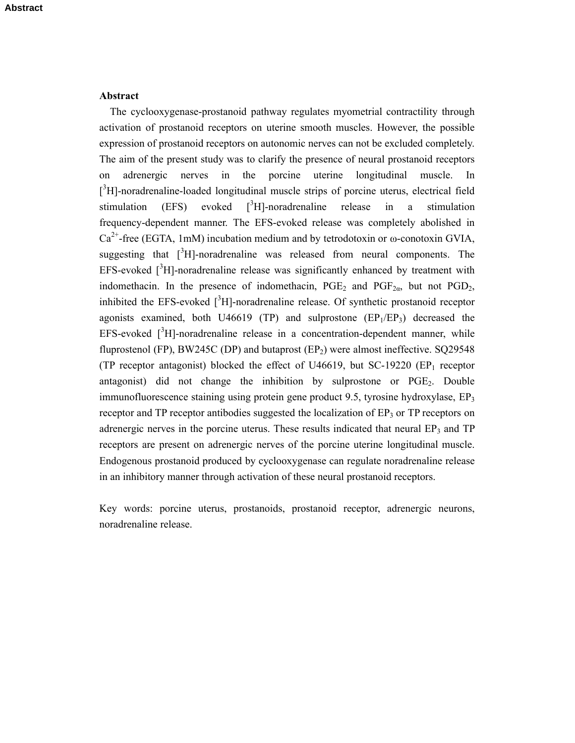## Abstract

The cyclooxygenase-prostanoid pathway regulates myometrial contractility through activation of prostanoid receptors on uterine smooth muscles. However, the possible expression of prostanoid receptors on autonomic nerves can not be excluded completely. The aim of the present study was to clarify the presence of neural prostanoid receptors on adrenergic nerves in the porcine uterine longitudinal muscle. In [$^3$H]-noradrenaline-loaded longitudinal muscle strips of porcine uterus, electrical field stimulation (EFS) evoked [$^3$H]-noradrenaline release in a stimulation frequency-dependent manner. The EFS-evoked release was completely abolished in $Ca^{2+}$-free (EGTA, 1mM) incubation medium and by tetrodotoxin or ω-conotoxin GVIA, suggesting that [$^3$H]-noradrenaline was released from neural components. The EFS-evoked [$^3$H]-noradrenaline release was significantly enhanced by treatment with indomethacin. In the presence of indomethacin, $PGE_2$ and $PGF_{2\alpha}$, but not $PGD_2$, inhibited the EFS-evoked [$^3$H]-noradrenaline release. Of synthetic prostanoid receptor agonists examined, both U46619 (TP) and sulprostone ($EP_1$/$EP_3$) decreased the EFS-evoked [$^3$H]-noradrenaline release in a concentration-dependent manner, while fluprostenol (FP), BW245C (DP) and butaprost ($EP_2$) were almost ineffective. SQ29548 (TP receptor antagonist) blocked the effect of U46619, but SC-19220 ($EP_1$ receptor antagonist) did not change the inhibition by sulprostone or $PGE_2$. Double immunofluorescence staining using protein gene product 9.5, tyrosine hydroxylase, $EP_3$ receptor and TP receptor antibodies suggested the localization of $EP_3$ or TP receptors on adrenergic nerves in the porcine uterus. These results indicated that neural $EP_3$ and TP receptors are present on adrenergic nerves of the porcine uterine longitudinal muscle. Endogenous prostanoid produced by cyclooxygenase can regulate noradrenaline release in an inhibitory manner through activation of these neural prostanoid receptors.

Key words: porcine uterus, prostanoids, prostanoid receptor, adrenergic neurons, noradrenaline release.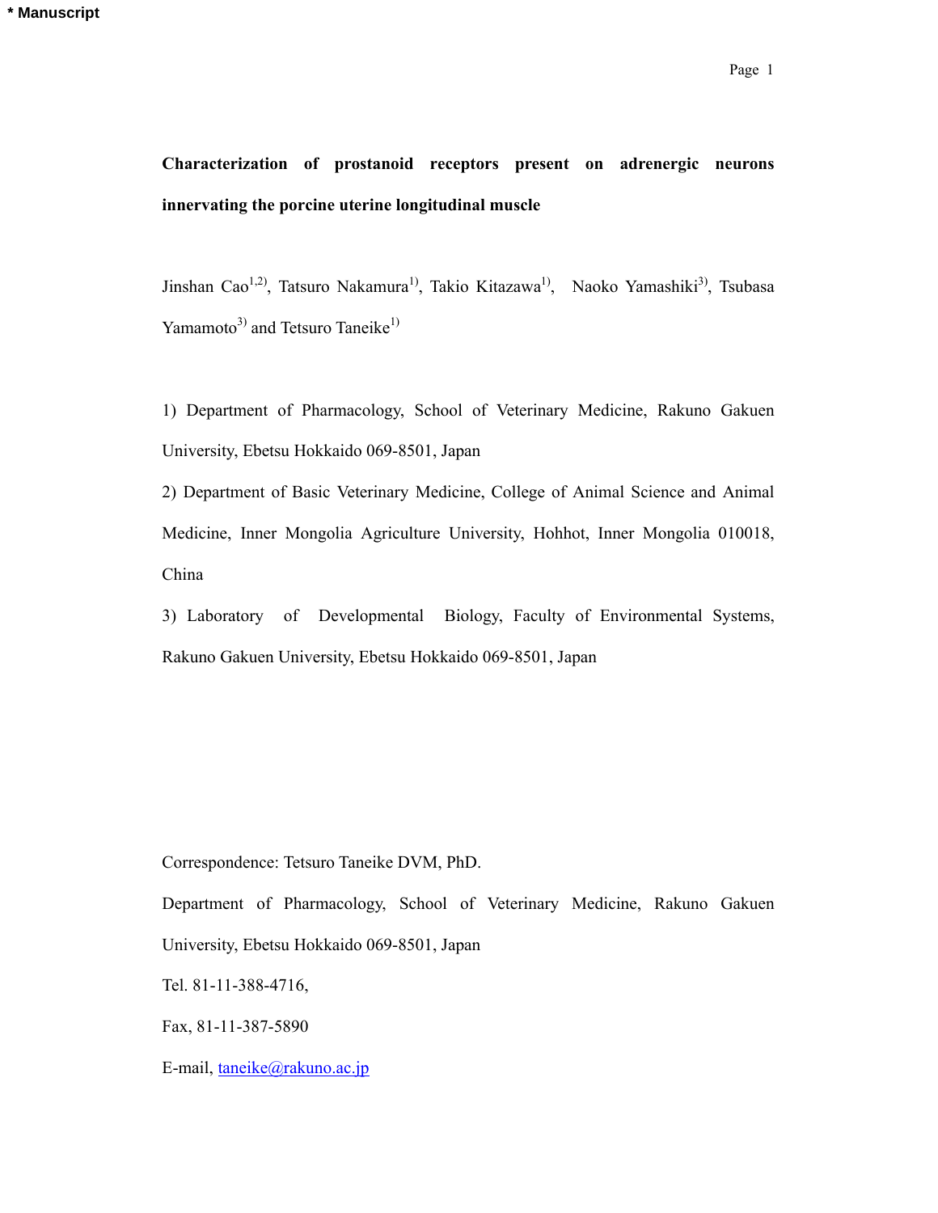* Manuscript

# Characterization of prostanoid receptors present on adrenergic neurons innervating the porcine uterine longitudinal muscle

Jinshan Cao[1,2], Tatsuro Nakamura[1], Takio Kitazawa[1], Naoko Yamashiki[3], Tsubasa Yamamoto[3] and Tetsuro Taneike[1]

1) Department of Pharmacology, School of Veterinary Medicine, Rakuno Gakuen University, Ebetsu Hokkaido 069-8501, Japan

2) Department of Basic Veterinary Medicine, College of Animal Science and Animal Medicine, Inner Mongolia Agriculture University, Hohhot, Inner Mongolia 010018, China

3) Laboratory of Developmental Biology, Faculty of Environmental Systems, Rakuno Gakuen University, Ebetsu Hokkaido 069-8501, Japan

Correspondence: Tetsuro Taneike DVM, PhD.

Department of Pharmacology, School of Veterinary Medicine, Rakuno Gakuen University, Ebetsu Hokkaido 069-8501, Japan

Tel. 81-11-388-4716,

Fax, 81-11-387-5890

E-mail, taneike@rakuno.ac.jp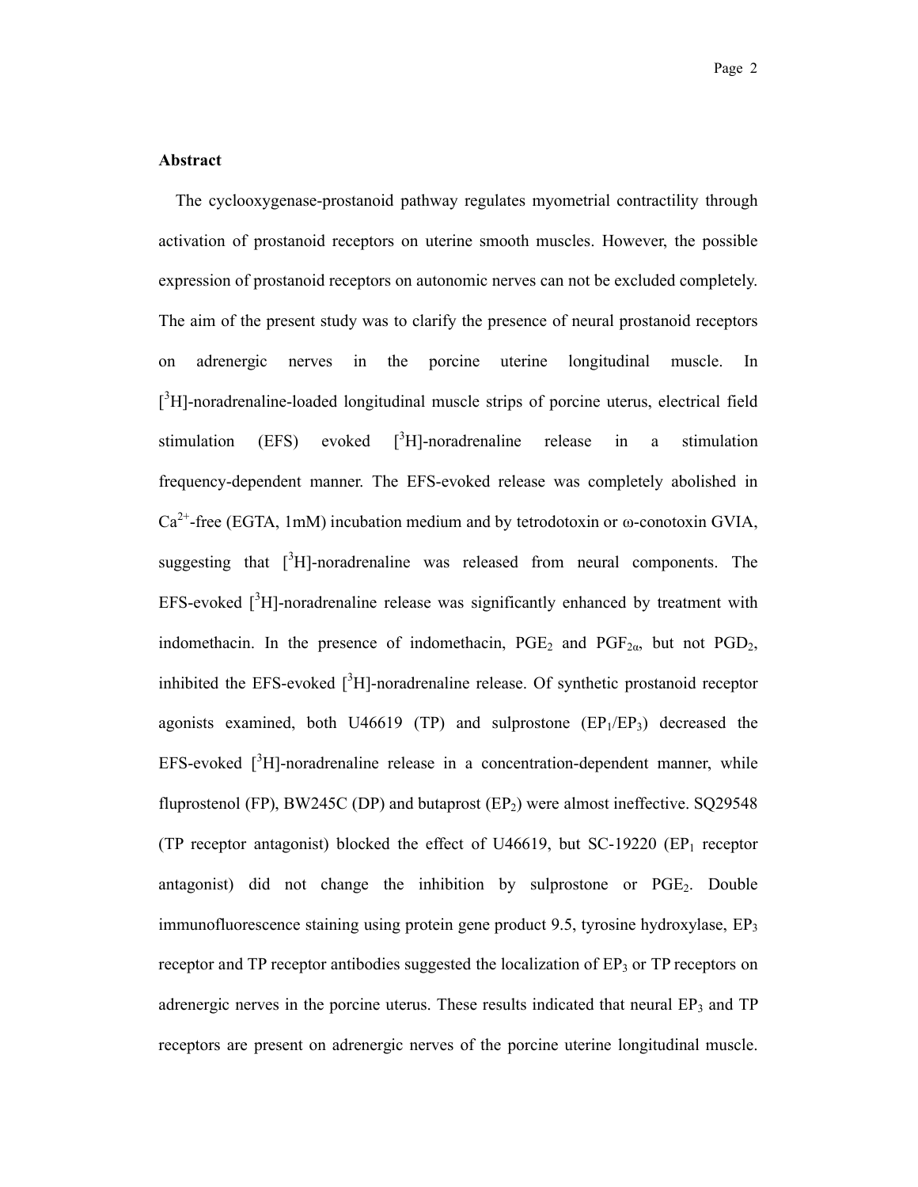## Abstract

The cyclooxygenase-prostanoid pathway regulates myometrial contractility through activation of prostanoid receptors on uterine smooth muscles. However, the possible expression of prostanoid receptors on autonomic nerves can not be excluded completely. The aim of the present study was to clarify the presence of neural prostanoid receptors on adrenergic nerves in the porcine uterine longitudinal muscle. In [$^3$H]-noradrenaline-loaded longitudinal muscle strips of porcine uterus, electrical field stimulation (EFS) evoked [$^3$H]-noradrenaline release in a stimulation frequency-dependent manner. The EFS-evoked release was completely abolished in $Ca^{2+}$-free (EGTA, 1mM) incubation medium and by tetrodotoxin or ω-conotoxin GVIA, suggesting that [$^3$H]-noradrenaline was released from neural components. The EFS-evoked [$^3$H]-noradrenaline release was significantly enhanced by treatment with indomethacin. In the presence of indomethacin, $PGE_2$ and $PGF_{2\alpha}$, but not $PGD_2$, inhibited the EFS-evoked [$^3$H]-noradrenaline release. Of synthetic prostanoid receptor agonists examined, both U46619 (TP) and sulprostone ($EP_1$/$EP_3$) decreased the EFS-evoked [$^3$H]-noradrenaline release in a concentration-dependent manner, while fluprostenol (FP), BW245C (DP) and butaprost ($EP_2$) were almost ineffective. SQ29548 (TP receptor antagonist) blocked the effect of U46619, but SC-19220 ($EP_1$ receptor antagonist) did not change the inhibition by sulprostone or $PGE_2$. Double immunofluorescence staining using protein gene product 9.5, tyrosine hydroxylase, $EP_3$ receptor and TP receptor antibodies suggested the localization of $EP_3$ or TP receptors on adrenergic nerves in the porcine uterus. These results indicated that neural $EP_3$ and TP receptors are present on adrenergic nerves of the porcine uterine longitudinal muscle.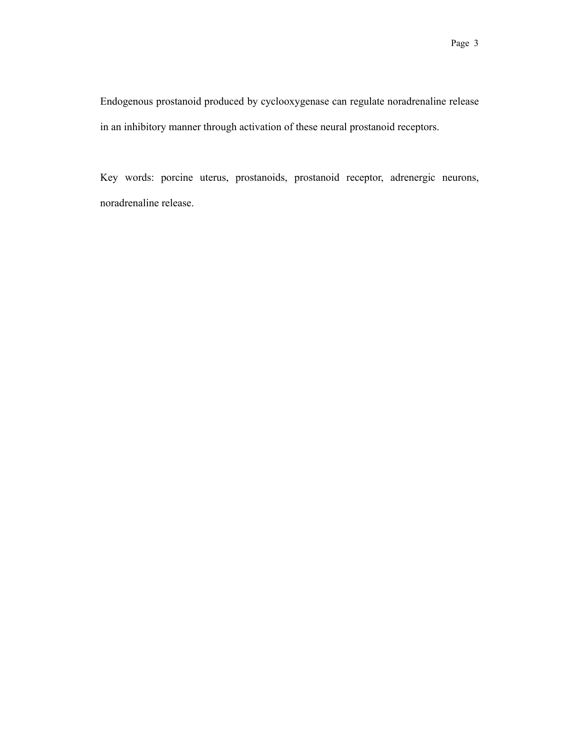Endogenous prostanoid produced by cyclooxygenase can regulate noradrenaline release in an inhibitory manner through activation of these neural prostanoid receptors.

Key words: porcine uterus, prostanoids, prostanoid receptor, adrenergic neurons, noradrenaline release.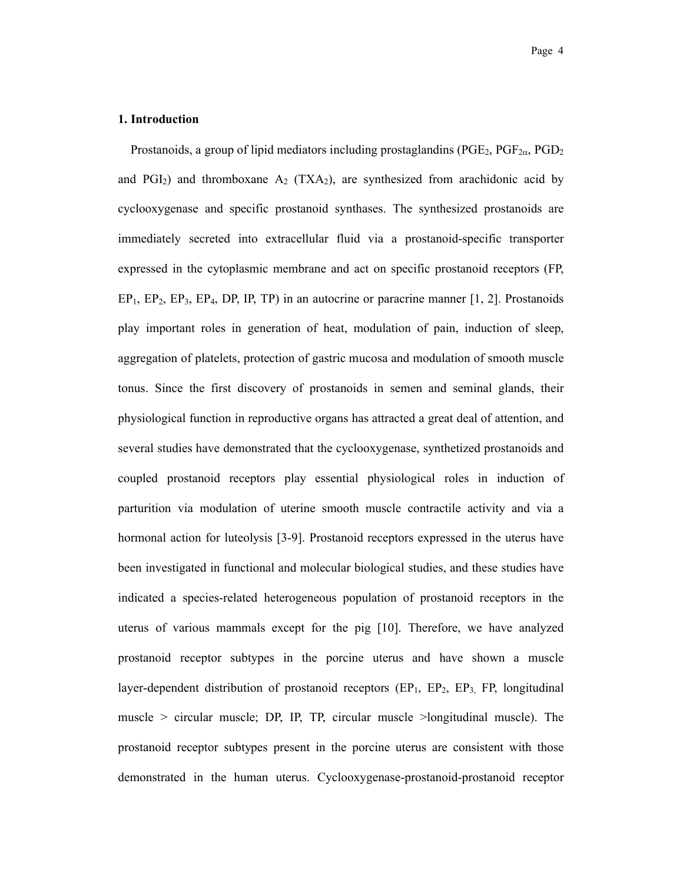## 1. Introduction

Prostanoids, a group of lipid mediators including prostaglandins ($PGE_2$, $PGF_{2\alpha}$, $PGD_2$ and $PGI_2$) and thromboxane $A_2$ ($TXA_2$), are synthesized from arachidonic acid by cyclooxygenase and specific prostanoid synthases. The synthesized prostanoids are immediately secreted into extracellular fluid via a prostanoid-specific transporter expressed in the cytoplasmic membrane and act on specific prostanoid receptors (FP, $EP_1$, $EP_2$, $EP_3$, $EP_4$, DP, IP, TP) in an autocrine or paracrine manner [1, 2]. Prostanoids play important roles in generation of heat, modulation of pain, induction of sleep, aggregation of platelets, protection of gastric mucosa and modulation of smooth muscle tonus. Since the first discovery of prostanoids in semen and seminal glands, their physiological function in reproductive organs has attracted a great deal of attention, and several studies have demonstrated that the cyclooxygenase, synthetized prostanoids and coupled prostanoid receptors play essential physiological roles in induction of parturition via modulation of uterine smooth muscle contractile activity and via a hormonal action for luteolysis [3-9]. Prostanoid receptors expressed in the uterus have been investigated in functional and molecular biological studies, and these studies have indicated a species-related heterogeneous population of prostanoid receptors in the uterus of various mammals except for the pig [10]. Therefore, we have analyzed prostanoid receptor subtypes in the porcine uterus and have shown a muscle layer-dependent distribution of prostanoid receptors ($EP_1$, $EP_2$, $EP_3$, FP, longitudinal muscle > circular muscle; DP, IP, TP, circular muscle >longitudinal muscle). The prostanoid receptor subtypes present in the porcine uterus are consistent with those demonstrated in the human uterus. Cyclooxygenase-prostanoid-prostanoid receptor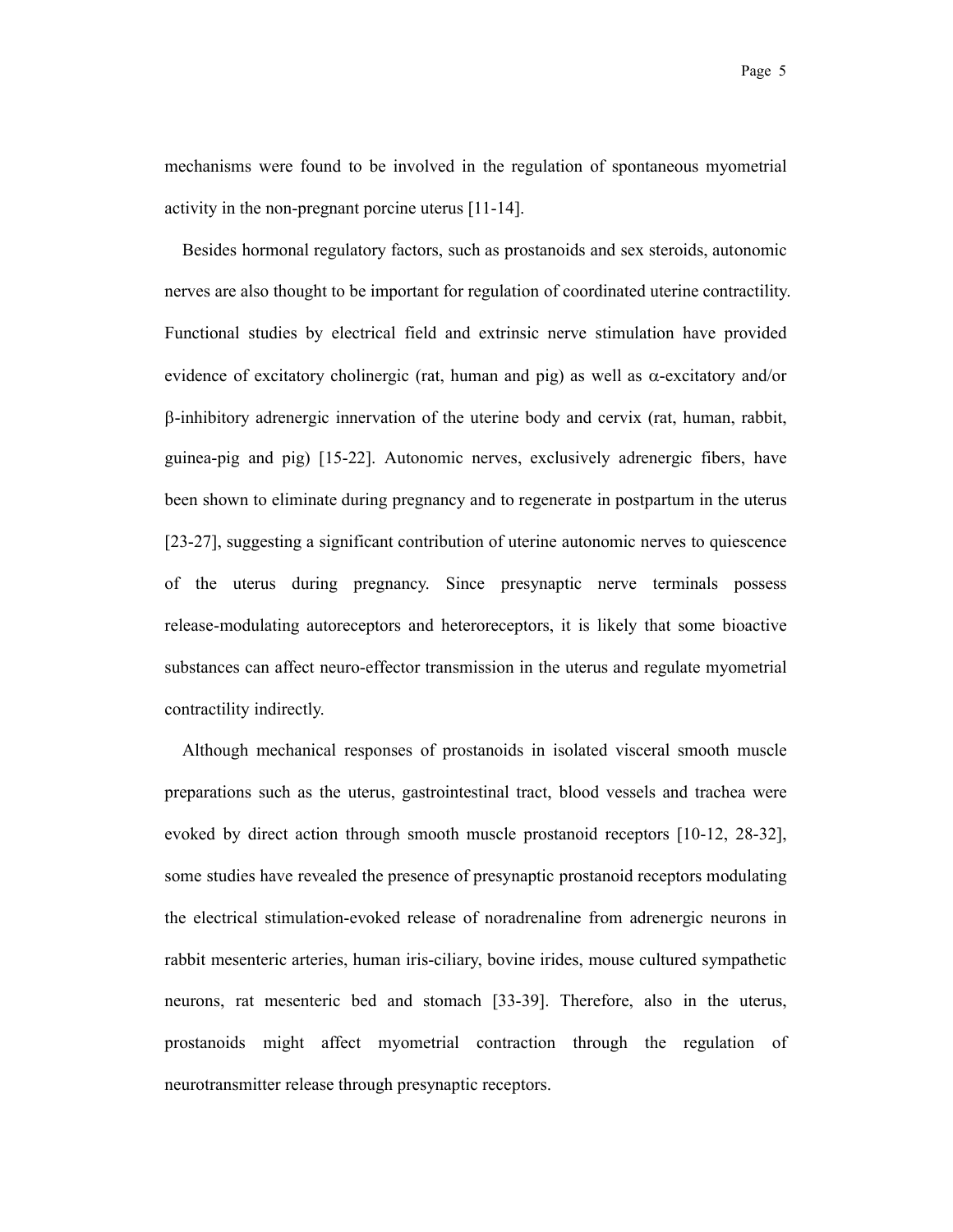mechanisms were found to be involved in the regulation of spontaneous myometrial activity in the non-pregnant porcine uterus [11-14].

Besides hormonal regulatory factors, such as prostanoids and sex steroids, autonomic nerves are also thought to be important for regulation of coordinated uterine contractility. Functional studies by electrical field and extrinsic nerve stimulation have provided evidence of excitatory cholinergic (rat, human and pig) as well as $\alpha$-excitatory and/or $\beta$-inhibitory adrenergic innervation of the uterine body and cervix (rat, human, rabbit, guinea-pig and pig) [15-22]. Autonomic nerves, exclusively adrenergic fibers, have been shown to eliminate during pregnancy and to regenerate in postpartum in the uterus [23-27], suggesting a significant contribution of uterine autonomic nerves to quiescence of the uterus during pregnancy. Since presynaptic nerve terminals possess release-modulating autoreceptors and heteroreceptors, it is likely that some bioactive substances can affect neuro-effector transmission in the uterus and regulate myometrial contractility indirectly.

Although mechanical responses of prostanoids in isolated visceral smooth muscle preparations such as the uterus, gastrointestinal tract, blood vessels and trachea were evoked by direct action through smooth muscle prostanoid receptors [10-12, 28-32], some studies have revealed the presence of presynaptic prostanoid receptors modulating the electrical stimulation-evoked release of noradrenaline from adrenergic neurons in rabbit mesenteric arteries, human iris-ciliary, bovine irides, mouse cultured sympathetic neurons, rat mesenteric bed and stomach [33-39]. Therefore, also in the uterus, prostanoids might affect myometrial contraction through the regulation of neurotransmitter release through presynaptic receptors.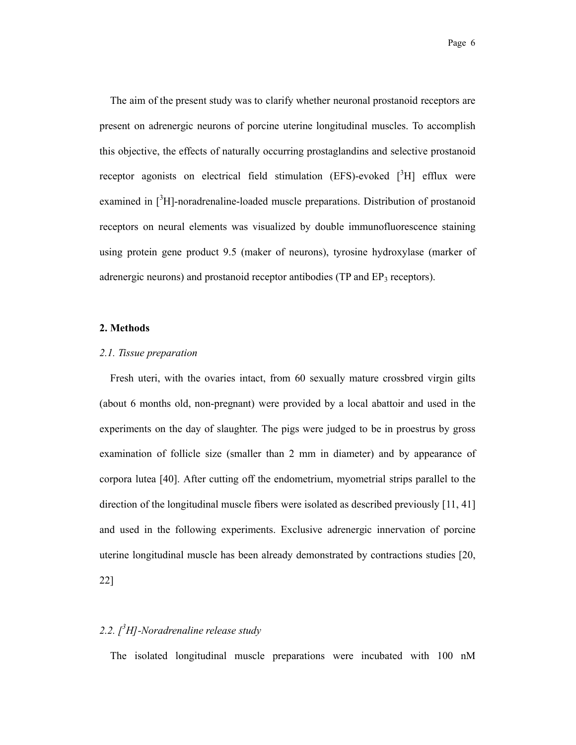The aim of the present study was to clarify whether neuronal prostanoid receptors are present on adrenergic neurons of porcine uterine longitudinal muscles. To accomplish this objective, the effects of naturally occurring prostaglandins and selective prostanoid receptor agonists on electrical field stimulation (EFS)-evoked [$^3$H] efflux were examined in [$^3$H]-noradrenaline-loaded muscle preparations. Distribution of prostanoid receptors on neural elements was visualized by double immunofluorescence staining using protein gene product 9.5 (maker of neurons), tyrosine hydroxylase (marker of adrenergic neurons) and prostanoid receptor antibodies (TP and $EP_3$ receptors).

## 2. Methods

### *2.1. Tissue preparation*

Fresh uteri, with the ovaries intact, from 60 sexually mature crossbred virgin gilts (about 6 months old, non-pregnant) were provided by a local abattoir and used in the experiments on the day of slaughter. The pigs were judged to be in proestrus by gross examination of follicle size (smaller than 2 mm in diameter) and by appearance of corpora lutea [40]. After cutting off the endometrium, myometrial strips parallel to the direction of the longitudinal muscle fibers were isolated as described previously [11, 41] and used in the following experiments. Exclusive adrenergic innervation of porcine uterine longitudinal muscle has been already demonstrated by contractions studies [20, 22]

### *2.2. [$^3$H]-Noradrenaline release study*

The isolated longitudinal muscle preparations were incubated with 100 nM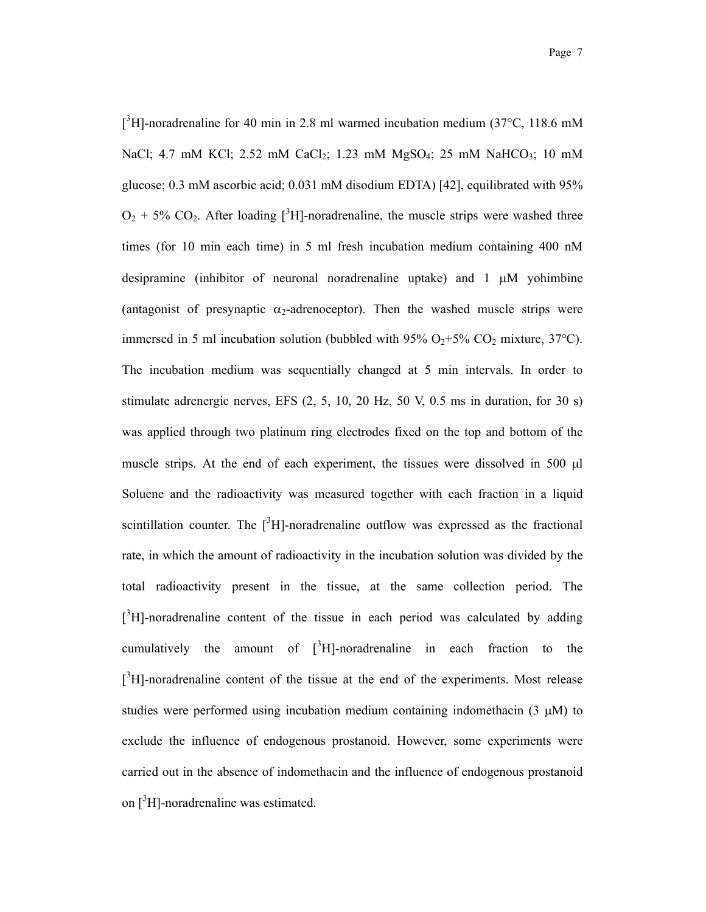[$^3$H]-noradrenaline for 40 min in 2.8 ml warmed incubation medium (37°C, 118.6 mM NaCl; 4.7 mM KCl; 2.52 mM $CaCl_2$; 1.23 mM $MgSO_4$; 25 mM $NaHCO_3$; 10 mM glucose; 0.3 mM ascorbic acid; 0.031 mM disodium EDTA) [42], equilibrated with 95% $O_2$ + 5% $CO_2$. After loading [$^3$H]-noradrenaline, the muscle strips were washed three times (for 10 min each time) in 5 ml fresh incubation medium containing 400 nM desipramine (inhibitor of neuronal noradrenaline uptake) and 1 μM yohimbine (antagonist of presynaptic $\alpha_2$-adrenoceptor). Then the washed muscle strips were immersed in 5 ml incubation solution (bubbled with 95% $O_2$+5% $CO_2$ mixture, 37°C). The incubation medium was sequentially changed at 5 min intervals. In order to stimulate adrenergic nerves, EFS (2, 5, 10, 20 Hz, 50 V, 0.5 ms in duration, for 30 s) was applied through two platinum ring electrodes fixed on the top and bottom of the muscle strips. At the end of each experiment, the tissues were dissolved in 500 μl Soluene and the radioactivity was measured together with each fraction in a liquid scintillation counter. The [$^3$H]-noradrenaline outflow was expressed as the fractional rate, in which the amount of radioactivity in the incubation solution was divided by the total radioactivity present in the tissue, at the same collection period. The [$^3$H]-noradrenaline content of the tissue in each period was calculated by adding cumulatively the amount of [$^3$H]-noradrenaline in each fraction to the [$^3$H]-noradrenaline content of the tissue at the end of the experiments. Most release studies were performed using incubation medium containing indomethacin (3 μM) to exclude the influence of endogenous prostanoid. However, some experiments were carried out in the absence of indomethacin and the influence of endogenous prostanoid on [$^3$H]-noradrenaline was estimated.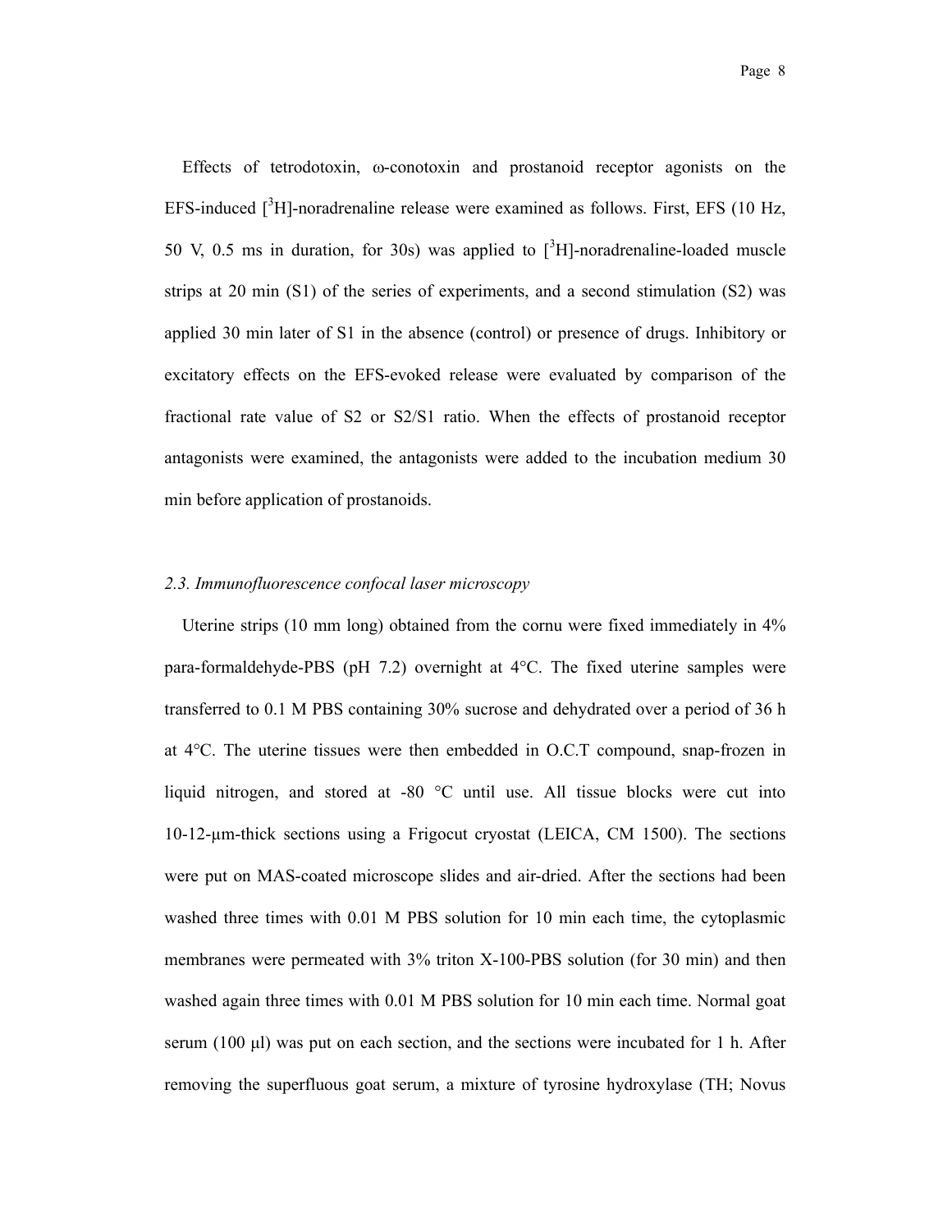Effects of tetrodotoxin, ω-conotoxin and prostanoid receptor agonists on the EFS-induced [$^3$H]-noradrenaline release were examined as follows. First, EFS (10 Hz, 50 V, 0.5 ms in duration, for 30s) was applied to [$^3$H]-noradrenaline-loaded muscle strips at 20 min (S1) of the series of experiments, and a second stimulation (S2) was applied 30 min later of S1 in the absence (control) or presence of drugs. Inhibitory or excitatory effects on the EFS-evoked release were evaluated by comparison of the fractional rate value of S2 or S2/S1 ratio. When the effects of prostanoid receptor antagonists were examined, the antagonists were added to the incubation medium 30 min before application of prostanoids.

*2.3. Immunofluorescence confocal laser microscopy*

Uterine strips (10 mm long) obtained from the cornu were fixed immediately in 4% para-formaldehyde-PBS (pH 7.2) overnight at 4°C. The fixed uterine samples were transferred to 0.1 M PBS containing 30% sucrose and dehydrated over a period of 36 h at 4°C. The uterine tissues were then embedded in O.C.T compound, snap-frozen in liquid nitrogen, and stored at -80 °C until use. All tissue blocks were cut into 10-12-μm-thick sections using a Frigocut cryostat (LEICA, CM 1500). The sections were put on MAS-coated microscope slides and air-dried. After the sections had been washed three times with 0.01 M PBS solution for 10 min each time, the cytoplasmic membranes were permeated with 3% triton X-100-PBS solution (for 30 min) and then washed again three times with 0.01 M PBS solution for 10 min each time. Normal goat serum (100 μl) was put on each section, and the sections were incubated for 1 h. After removing the superfluous goat serum, a mixture of tyrosine hydroxylase (TH; Novus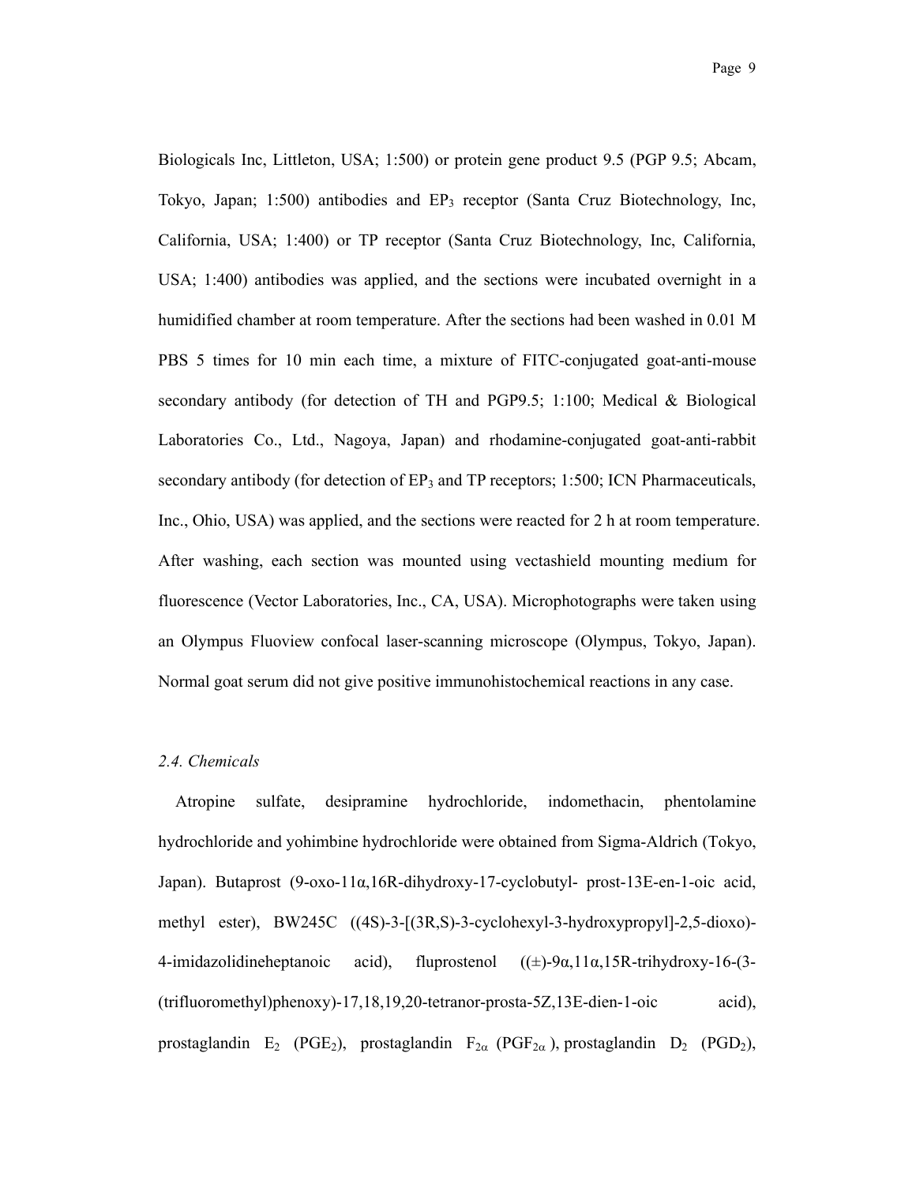Biologicals Inc, Littleton, USA; 1:500) or protein gene product 9.5 (PGP 9.5; Abcam, Tokyo, Japan; 1:500) antibodies and $EP_3$ receptor (Santa Cruz Biotechnology, Inc, California, USA; 1:400) or TP receptor (Santa Cruz Biotechnology, Inc, California, USA; 1:400) antibodies was applied, and the sections were incubated overnight in a humidified chamber at room temperature. After the sections had been washed in 0.01 M PBS 5 times for 10 min each time, a mixture of FITC-conjugated goat-anti-mouse secondary antibody (for detection of TH and PGP9.5; 1:100; Medical & Biological Laboratories Co., Ltd., Nagoya, Japan) and rhodamine-conjugated goat-anti-rabbit secondary antibody (for detection of $EP_3$ and TP receptors; 1:500; ICN Pharmaceuticals, Inc., Ohio, USA) was applied, and the sections were reacted for 2 h at room temperature. After washing, each section was mounted using vectashield mounting medium for fluorescence (Vector Laboratories, Inc., CA, USA). Microphotographs were taken using an Olympus Fluoview confocal laser-scanning microscope (Olympus, Tokyo, Japan). Normal goat serum did not give positive immunohistochemical reactions in any case.

### *2.4. Chemicals*

Atropine sulfate, desipramine hydrochloride, indomethacin, phentolamine hydrochloride and yohimbine hydrochloride were obtained from Sigma-Aldrich (Tokyo, Japan). Butaprost (9-oxo-11α,16R-dihydroxy-17-cyclobutyl- prost-13E-en-1-oic acid, methyl ester), BW245C ((4S)-3-[(3R,S)-3-cyclohexyl-3-hydroxypropyl]-2,5-dioxo)-4-imidazolidineheptanoic acid), fluprostenol ((±)-9α,11α,15R-trihydroxy-16-(3-(trifluoromethyl)phenoxy)-17,18,19,20-tetranor-prosta-5Z,13E-dien-1-oic acid), prostaglandin $E_2$ ($PGE_2$), prostaglandin $F_{2\alpha}$ ($PGF_{2\alpha}$), prostaglandin $D_2$ ($PGD_2$),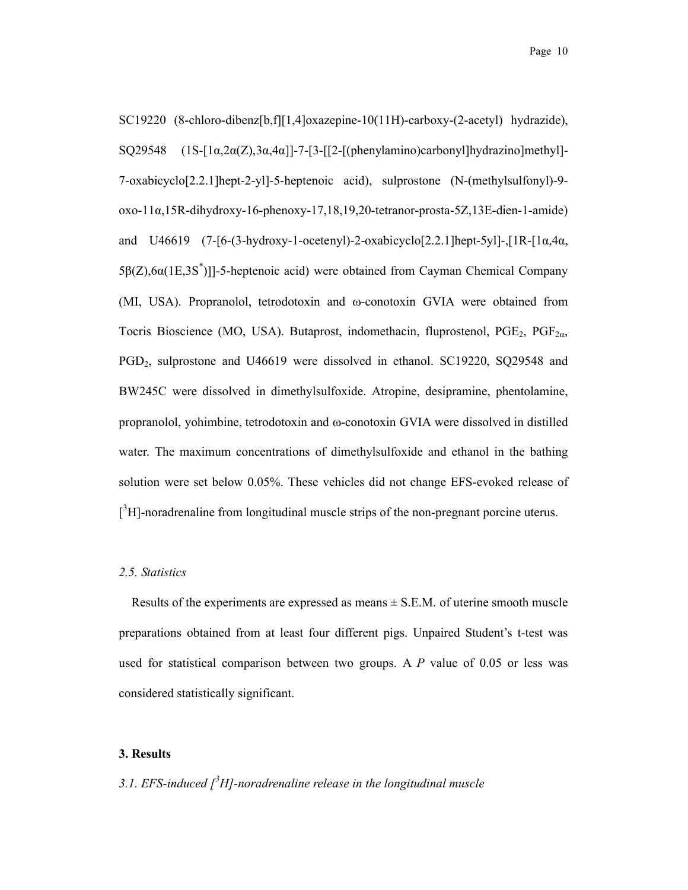SC19220 (8-chloro-dibenz[b,f][1,4]oxazepine-10(11H)-carboxy-(2-acetyl) hydrazide), SQ29548 (1S-[1α,2α(Z),3α,4α]]-7-[3-[[2-[(phenylamino)carbonyl]hydrazino]methyl]-7-oxabicyclo[2.2.1]hept-2-yl]-5-heptenoic acid), sulprostone (N-(methylsulfonyl)-9-oxo-11α,15R-dihydroxy-16-phenoxy-17,18,19,20-tetranor-prosta-5Z,13E-dien-1-amide) and U46619 (7-[6-(3-hydroxy-1-ocetenyl)-2-oxabicyclo[2.2.1]hept-5yl]-,[1R-[1α,4α, 5β(Z),6α(1E,3S*)]]-5-heptenoic acid) were obtained from Cayman Chemical Company (MI, USA). Propranolol, tetrodotoxin and ω-conotoxin GVIA were obtained from Tocris Bioscience (MO, USA). Butaprost, indomethacin, fluprostenol, $PGE_2$, $PGF_{2\alpha}$, $PGD_2$, sulprostone and U46619 were dissolved in ethanol. SC19220, SQ29548 and BW245C were dissolved in dimethylsulfoxide. Atropine, desipramine, phentolamine, propranolol, yohimbine, tetrodotoxin and ω-conotoxin GVIA were dissolved in distilled water. The maximum concentrations of dimethylsulfoxide and ethanol in the bathing solution were set below 0.05%. These vehicles did not change EFS-evoked release of [$^3$H]-noradrenaline from longitudinal muscle strips of the non-pregnant porcine uterus.

### *2.5. Statistics*

Results of the experiments are expressed as means ± S.E.M. of uterine smooth muscle preparations obtained from at least four different pigs. Unpaired Student's t-test was used for statistical comparison between two groups. A *P* value of 0.05 or less was considered statistically significant.

## 3. Results

### *3.1. EFS-induced [$^3$H]-noradrenaline release in the longitudinal muscle*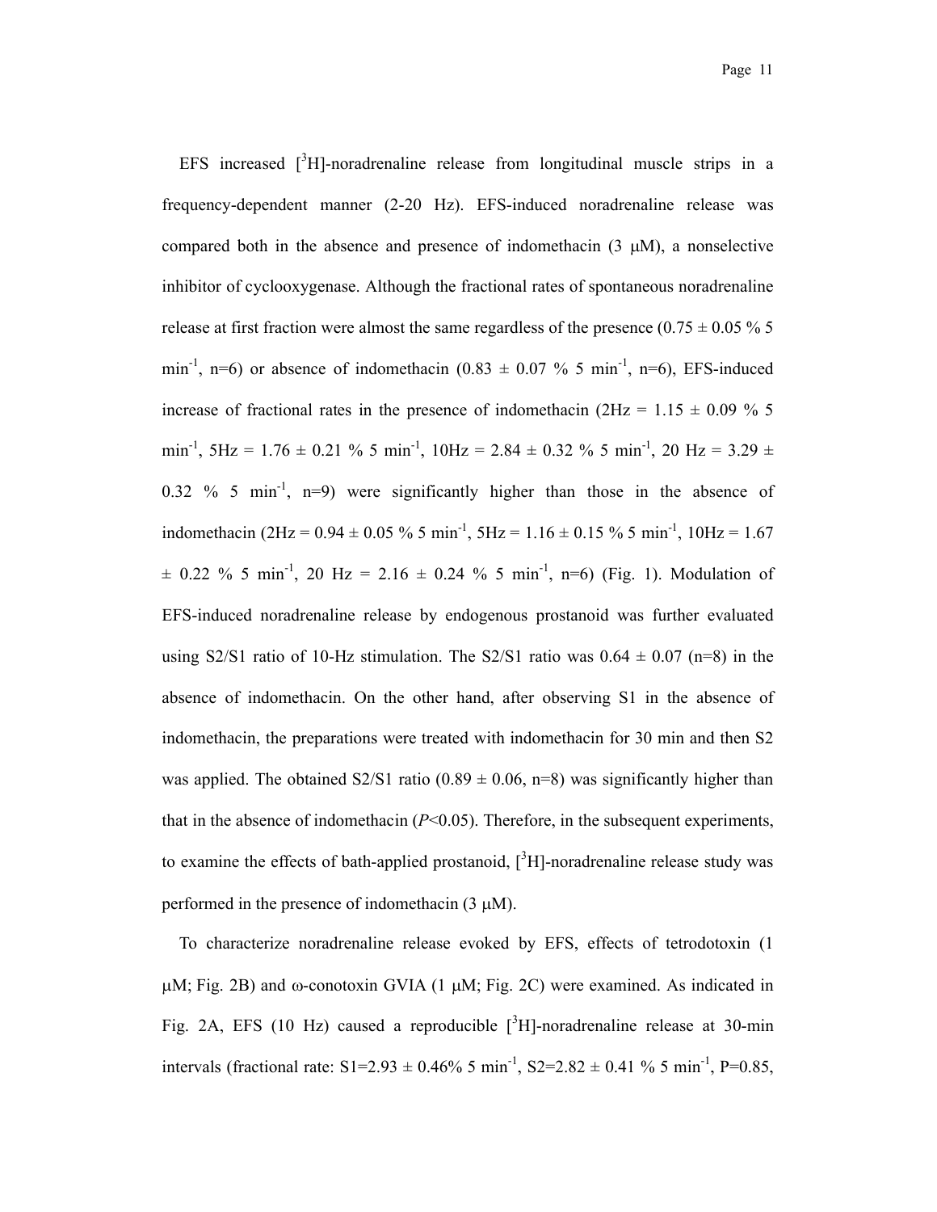EFS increased [$^{3}$H]-noradrenaline release from longitudinal muscle strips in a frequency-dependent manner (2-20 Hz). EFS-induced noradrenaline release was compared both in the absence and presence of indomethacin (3 μM), a nonselective inhibitor of cyclooxygenase. Although the fractional rates of spontaneous noradrenaline release at first fraction were almost the same regardless of the presence (0.75 ± 0.05 % 5 min$^{-1}$, n=6) or absence of indomethacin (0.83 ± 0.07 % 5 min$^{-1}$, n=6), EFS-induced increase of fractional rates in the presence of indomethacin (2Hz = 1.15 ± 0.09 % 5 min$^{-1}$, 5Hz = 1.76 ± 0.21 % 5 min$^{-1}$, 10Hz = 2.84 ± 0.32 % 5 min$^{-1}$, 20 Hz = 3.29 ± 0.32 % 5 min$^{-1}$, n=9) were significantly higher than those in the absence of indomethacin (2Hz = 0.94 ± 0.05 % 5 min$^{-1}$, 5Hz = 1.16 ± 0.15 % 5 min$^{-1}$, 10Hz = 1.67 ± 0.22 % 5 min$^{-1}$, 20 Hz = 2.16 ± 0.24 % 5 min$^{-1}$, n=6) (Fig. 1). Modulation of EFS-induced noradrenaline release by endogenous prostanoid was further evaluated using S2/S1 ratio of 10-Hz stimulation. The S2/S1 ratio was 0.64 ± 0.07 (n=8) in the absence of indomethacin. On the other hand, after observing S1 in the absence of indomethacin, the preparations were treated with indomethacin for 30 min and then S2 was applied. The obtained S2/S1 ratio (0.89 ± 0.06, n=8) was significantly higher than that in the absence of indomethacin (*P*<0.05). Therefore, in the subsequent experiments, to examine the effects of bath-applied prostanoid, [$^{3}$H]-noradrenaline release study was performed in the presence of indomethacin (3 μM).

To characterize noradrenaline release evoked by EFS, effects of tetrodotoxin (1 μM; Fig. 2B) and ω-conotoxin GVIA (1 μM; Fig. 2C) were examined. As indicated in Fig. 2A, EFS (10 Hz) caused a reproducible [$^{3}$H]-noradrenaline release at 30-min intervals (fractional rate: S1=2.93 ± 0.46% 5 min$^{-1}$, S2=2.82 ± 0.41 % 5 min$^{-1}$, P=0.85,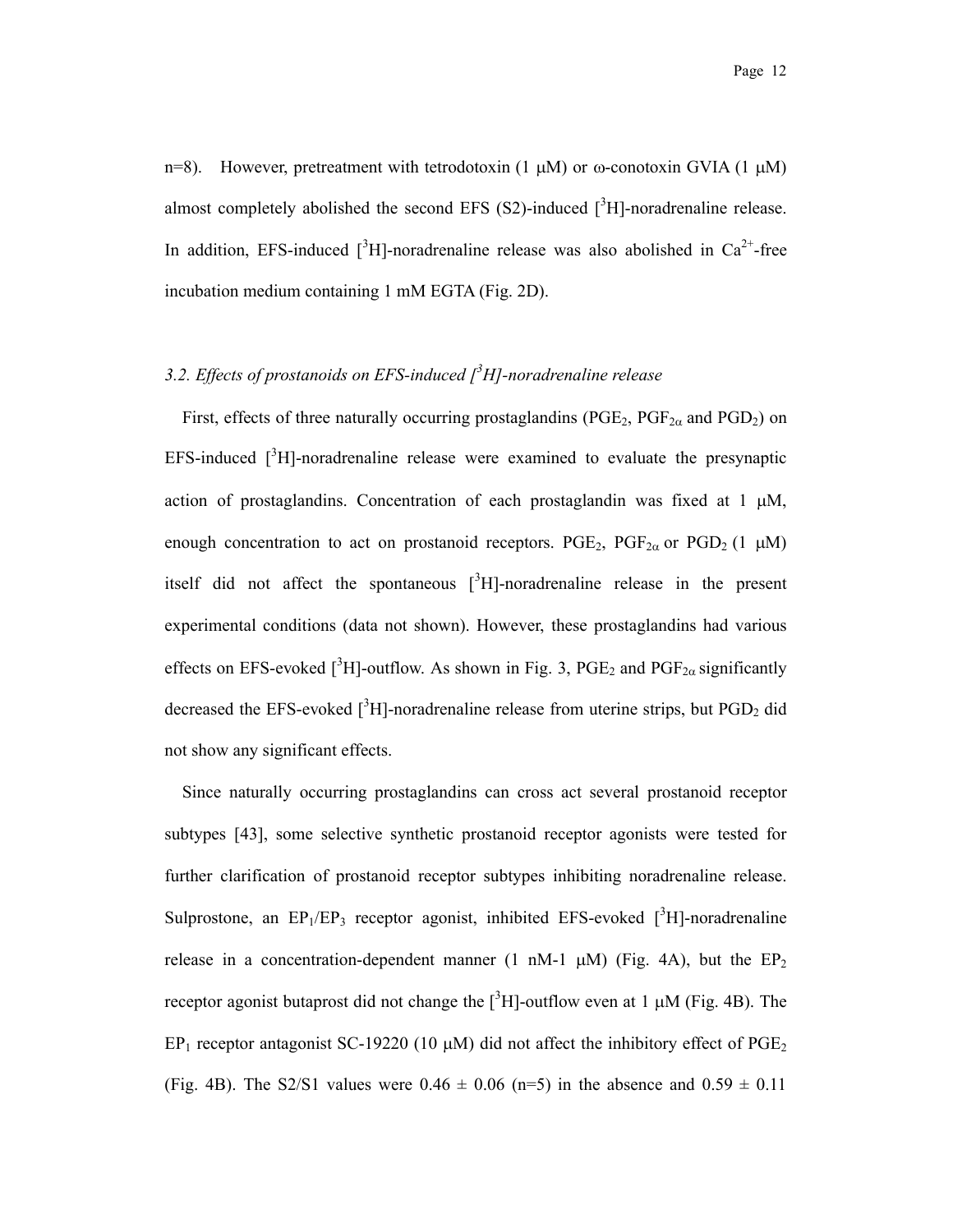n=8). However, pretreatment with tetrodotoxin (1 μM) or ω-conotoxin GVIA (1 μM) almost completely abolished the second EFS (S2)-induced [$^3$H]-noradrenaline release. In addition, EFS-induced [$^3$H]-noradrenaline release was also abolished in $Ca^{2+}$-free incubation medium containing 1 mM EGTA (Fig. 2D).

### *3.2. Effects of prostanoids on EFS-induced [$^3$H]-noradrenaline release*

First, effects of three naturally occurring prostaglandins ($PGE_2$, $PGF_{2\alpha}$ and $PGD_2$) on EFS-induced [$^3$H]-noradrenaline release were examined to evaluate the presynaptic action of prostaglandins. Concentration of each prostaglandin was fixed at 1 μM, enough concentration to act on prostanoid receptors. $PGE_2$, $PGF_{2\alpha}$ or $PGD_2$ (1 μM) itself did not affect the spontaneous [$^3$H]-noradrenaline release in the present experimental conditions (data not shown). However, these prostaglandins had various effects on EFS-evoked [$^3$H]-outflow. As shown in Fig. 3, $PGE_2$ and $PGF_{2\alpha}$ significantly decreased the EFS-evoked [$^3$H]-noradrenaline release from uterine strips, but $PGD_2$ did not show any significant effects.

Since naturally occurring prostaglandins can cross act several prostanoid receptor subtypes [43], some selective synthetic prostanoid receptor agonists were tested for further clarification of prostanoid receptor subtypes inhibiting noradrenaline release. Sulprostone, an $EP_1$/$EP_3$ receptor agonist, inhibited EFS-evoked [$^3$H]-noradrenaline release in a concentration-dependent manner (1 nM-1 μM) (Fig. 4A), but the $EP_2$ receptor agonist butaprost did not change the [$^3$H]-outflow even at 1 μM (Fig. 4B). The $EP_1$ receptor antagonist SC-19220 (10 μM) did not affect the inhibitory effect of $PGE_2$ (Fig. 4B). The S2/S1 values were $0.46 \pm 0.06$ (n=5) in the absence and $0.59 \pm 0.11$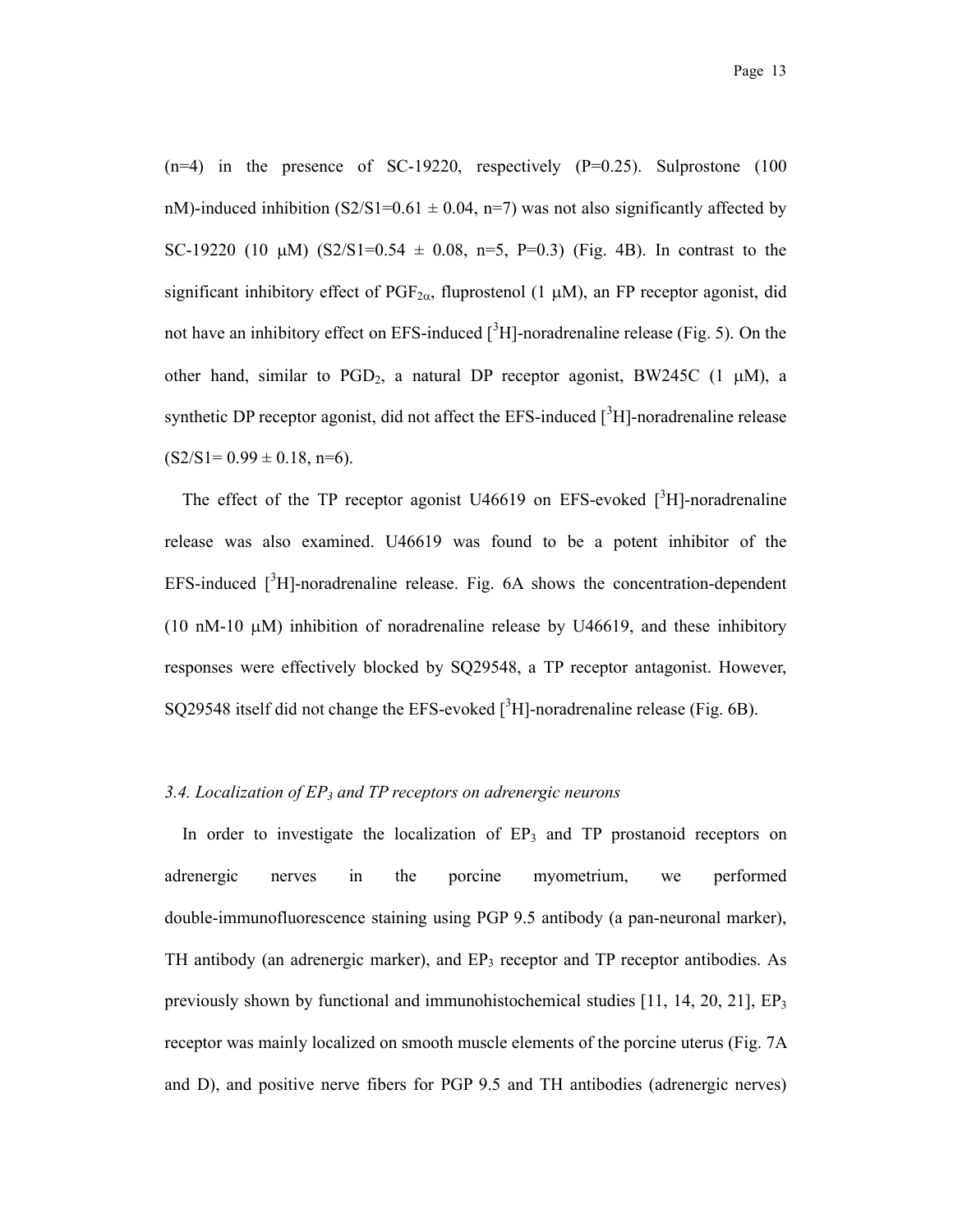(n=4) in the presence of SC-19220, respectively (P=0.25). Sulprostone (100 nM)-induced inhibition (S2/S1=0.61 ± 0.04, n=7) was not also significantly affected by SC-19220 (10 μM) (S2/S1=0.54 ± 0.08, n=5, P=0.3) (Fig. 4B). In contrast to the significant inhibitory effect of $PGF_{2\alpha}$, fluprostenol (1 μM), an FP receptor agonist, did not have an inhibitory effect on EFS-induced [$^3$H]-noradrenaline release (Fig. 5). On the other hand, similar to $PGD_2$, a natural DP receptor agonist, BW245C (1 μM), a synthetic DP receptor agonist, did not affect the EFS-induced [$^3$H]-noradrenaline release (S2/S1= 0.99 ± 0.18, n=6).

The effect of the TP receptor agonist U46619 on EFS-evoked [$^3$H]-noradrenaline release was also examined. U46619 was found to be a potent inhibitor of the EFS-induced [$^3$H]-noradrenaline release. Fig. 6A shows the concentration-dependent (10 nM-10 μM) inhibition of noradrenaline release by U46619, and these inhibitory responses were effectively blocked by SQ29548, a TP receptor antagonist. However, SQ29548 itself did not change the EFS-evoked [$^3$H]-noradrenaline release (Fig. 6B).

### *3.4. Localization of $EP_3$ and TP receptors on adrenergic neurons*

In order to investigate the localization of $EP_3$ and TP prostanoid receptors on adrenergic nerves in the porcine myometrium, we performed double-immunofluorescence staining using PGP 9.5 antibody (a pan-neuronal marker), TH antibody (an adrenergic marker), and $EP_3$ receptor and TP receptor antibodies. As previously shown by functional and immunohistochemical studies [11, 14, 20, 21], $EP_3$ receptor was mainly localized on smooth muscle elements of the porcine uterus (Fig. 7A and D), and positive nerve fibers for PGP 9.5 and TH antibodies (adrenergic nerves)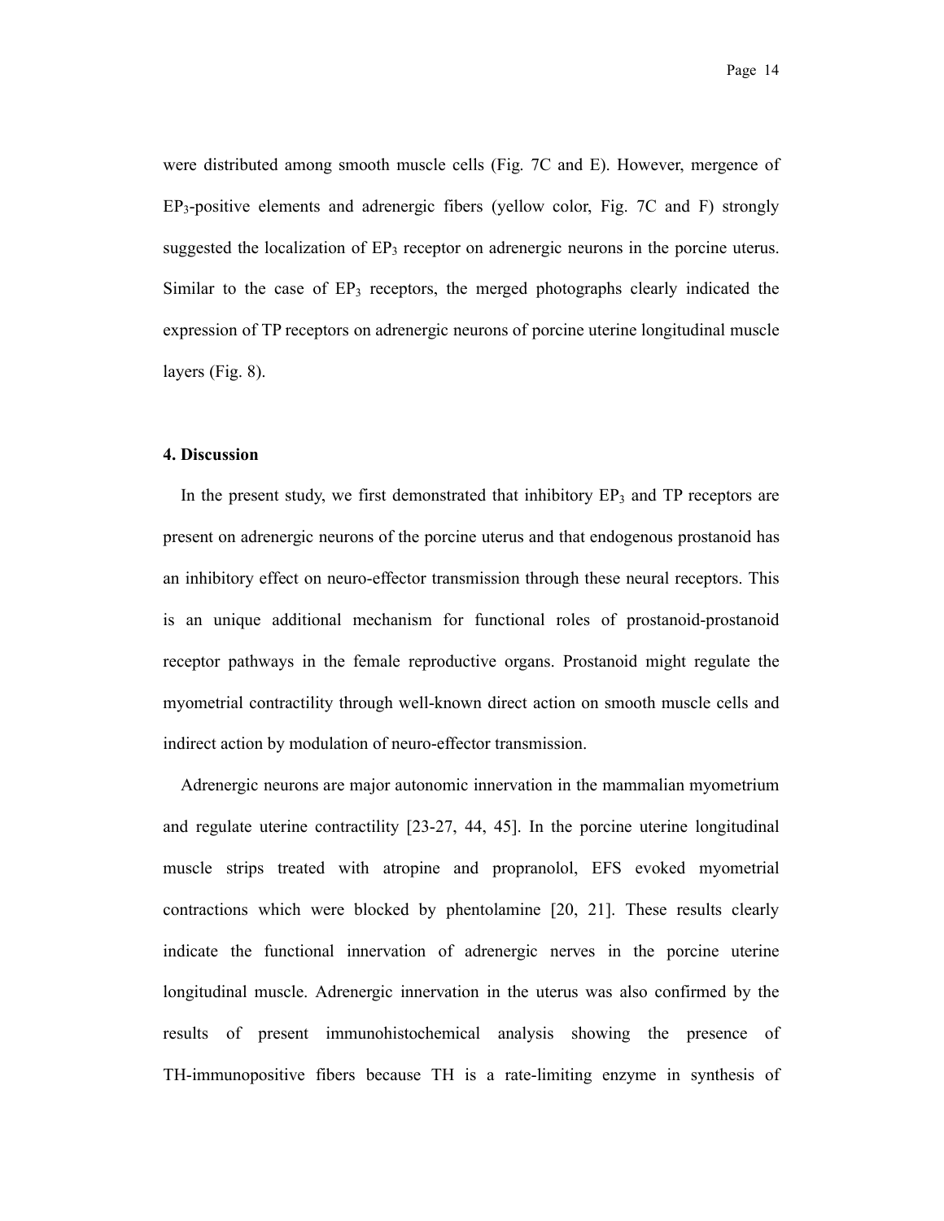were distributed among smooth muscle cells (Fig. 7C and E). However, mergence of $EP_3$-positive elements and adrenergic fibers (yellow color, Fig. 7C and F) strongly suggested the localization of $EP_3$ receptor on adrenergic neurons in the porcine uterus. Similar to the case of $EP_3$ receptors, the merged photographs clearly indicated the expression of TP receptors on adrenergic neurons of porcine uterine longitudinal muscle layers (Fig. 8).

## 4. Discussion

In the present study, we first demonstrated that inhibitory $EP_3$ and TP receptors are present on adrenergic neurons of the porcine uterus and that endogenous prostanoid has an inhibitory effect on neuro-effector transmission through these neural receptors. This is an unique additional mechanism for functional roles of prostanoid-prostanoid receptor pathways in the female reproductive organs. Prostanoid might regulate the myometrial contractility through well-known direct action on smooth muscle cells and indirect action by modulation of neuro-effector transmission.

Adrenergic neurons are major autonomic innervation in the mammalian myometrium and regulate uterine contractility [23-27, 44, 45]. In the porcine uterine longitudinal muscle strips treated with atropine and propranolol, EFS evoked myometrial contractions which were blocked by phentolamine [20, 21]. These results clearly indicate the functional innervation of adrenergic nerves in the porcine uterine longitudinal muscle. Adrenergic innervation in the uterus was also confirmed by the results of present immunohistochemical analysis showing the presence of TH-immunopositive fibers because TH is a rate-limiting enzyme in synthesis of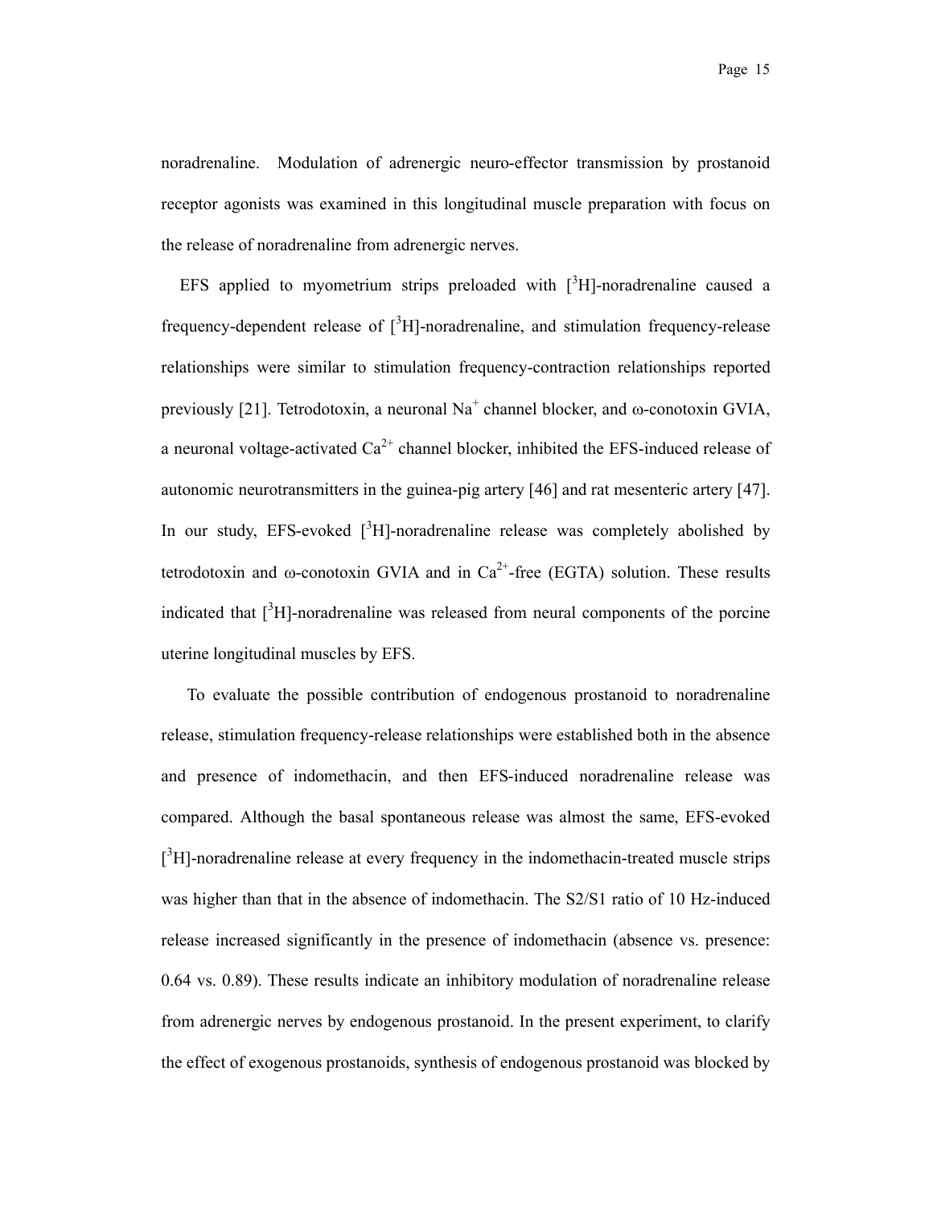noradrenaline. Modulation of adrenergic neuro-effector transmission by prostanoid receptor agonists was examined in this longitudinal muscle preparation with focus on the release of noradrenaline from adrenergic nerves.

EFS applied to myometrium strips preloaded with [$^3$H]-noradrenaline caused a frequency-dependent release of [$^3$H]-noradrenaline, and stimulation frequency-release relationships were similar to stimulation frequency-contraction relationships reported previously [21]. Tetrodotoxin, a neuronal $Na^+$ channel blocker, and ω-conotoxin GVIA, a neuronal voltage-activated $Ca^{2+}$ channel blocker, inhibited the EFS-induced release of autonomic neurotransmitters in the guinea-pig artery [46] and rat mesenteric artery [47]. In our study, EFS-evoked [$^3$H]-noradrenaline release was completely abolished by tetrodotoxin and ω-conotoxin GVIA and in $Ca^{2+}$-free (EGTA) solution. These results indicated that [$^3$H]-noradrenaline was released from neural components of the porcine uterine longitudinal muscles by EFS.

To evaluate the possible contribution of endogenous prostanoid to noradrenaline release, stimulation frequency-release relationships were established both in the absence and presence of indomethacin, and then EFS-induced noradrenaline release was compared. Although the basal spontaneous release was almost the same, EFS-evoked [$^3$H]-noradrenaline release at every frequency in the indomethacin-treated muscle strips was higher than that in the absence of indomethacin. The S2/S1 ratio of 10 Hz-induced release increased significantly in the presence of indomethacin (absence vs. presence: 0.64 vs. 0.89). These results indicate an inhibitory modulation of noradrenaline release from adrenergic nerves by endogenous prostanoid. In the present experiment, to clarify the effect of exogenous prostanoids, synthesis of endogenous prostanoid was blocked by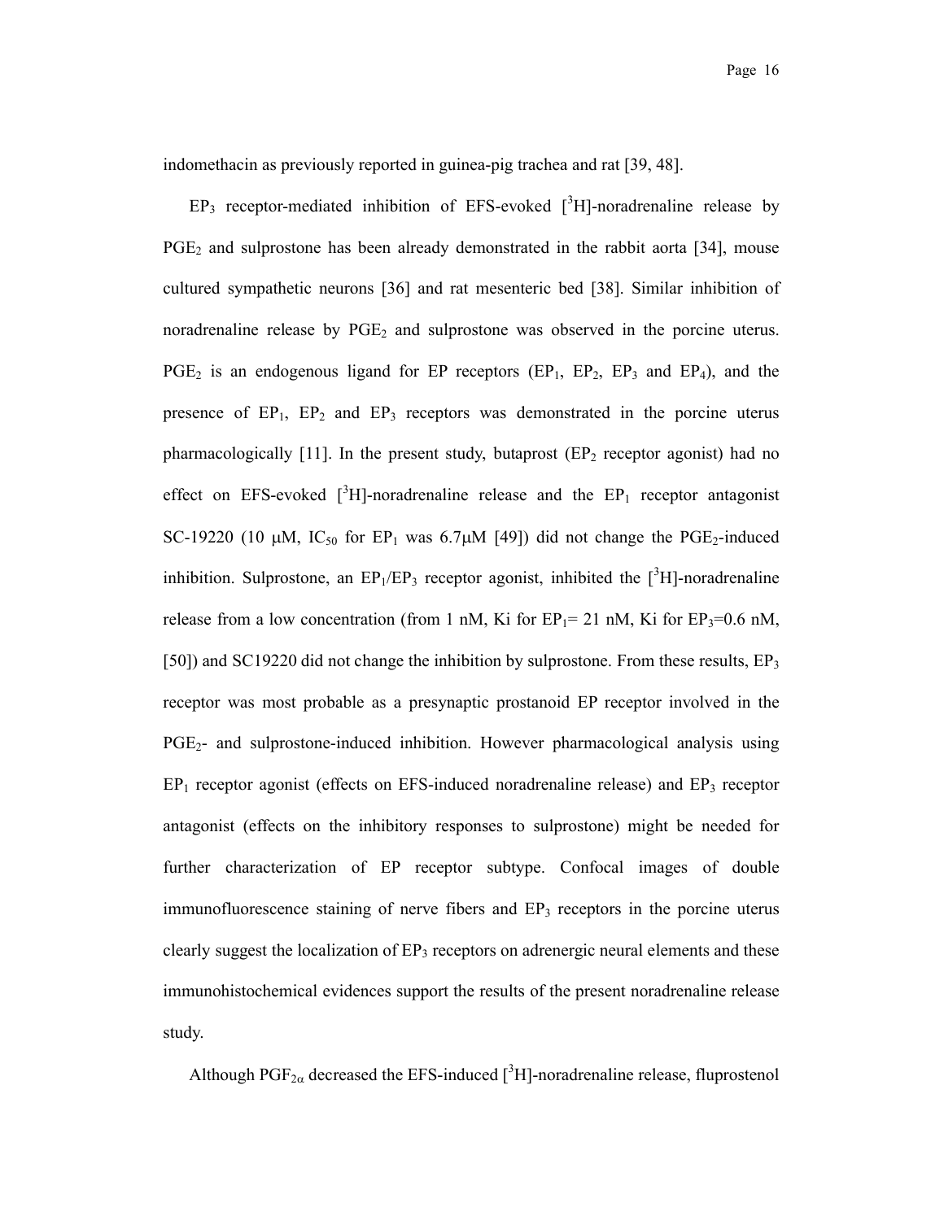indomethacin as previously reported in guinea-pig trachea and rat [39, 48].

$EP_3$ receptor-mediated inhibition of EFS-evoked [$^3$H]-noradrenaline release by $PGE_2$ and sulprostone has been already demonstrated in the rabbit aorta [34], mouse cultured sympathetic neurons [36] and rat mesenteric bed [38]. Similar inhibition of noradrenaline release by $PGE_2$ and sulprostone was observed in the porcine uterus. $PGE_2$ is an endogenous ligand for EP receptors ($EP_1$, $EP_2$, $EP_3$ and $EP_4$), and the presence of $EP_1$, $EP_2$ and $EP_3$ receptors was demonstrated in the porcine uterus pharmacologically [11]. In the present study, butaprost ($EP_2$ receptor agonist) had no effect on EFS-evoked [$^3$H]-noradrenaline release and the $EP_1$ receptor antagonist SC-19220 (10 μM, $IC_{50}$ for $EP_1$ was 6.7μM [49]) did not change the $PGE_2$-induced inhibition. Sulprostone, an $EP_1$/$EP_3$ receptor agonist, inhibited the [$^3$H]-noradrenaline release from a low concentration (from 1 nM, Ki for $EP_1$= 21 nM, Ki for $EP_3$=0.6 nM, [50]) and SC19220 did not change the inhibition by sulprostone. From these results, $EP_3$ receptor was most probable as a presynaptic prostanoid EP receptor involved in the $PGE_2$- and sulprostone-induced inhibition. However pharmacological analysis using $EP_1$ receptor agonist (effects on EFS-induced noradrenaline release) and $EP_3$ receptor antagonist (effects on the inhibitory responses to sulprostone) might be needed for further characterization of EP receptor subtype. Confocal images of double immunofluorescence staining of nerve fibers and $EP_3$ receptors in the porcine uterus clearly suggest the localization of $EP_3$ receptors on adrenergic neural elements and these immunohistochemical evidences support the results of the present noradrenaline release study.

Although $PGF_{2\alpha}$ decreased the EFS-induced [$^3$H]-noradrenaline release, fluprostenol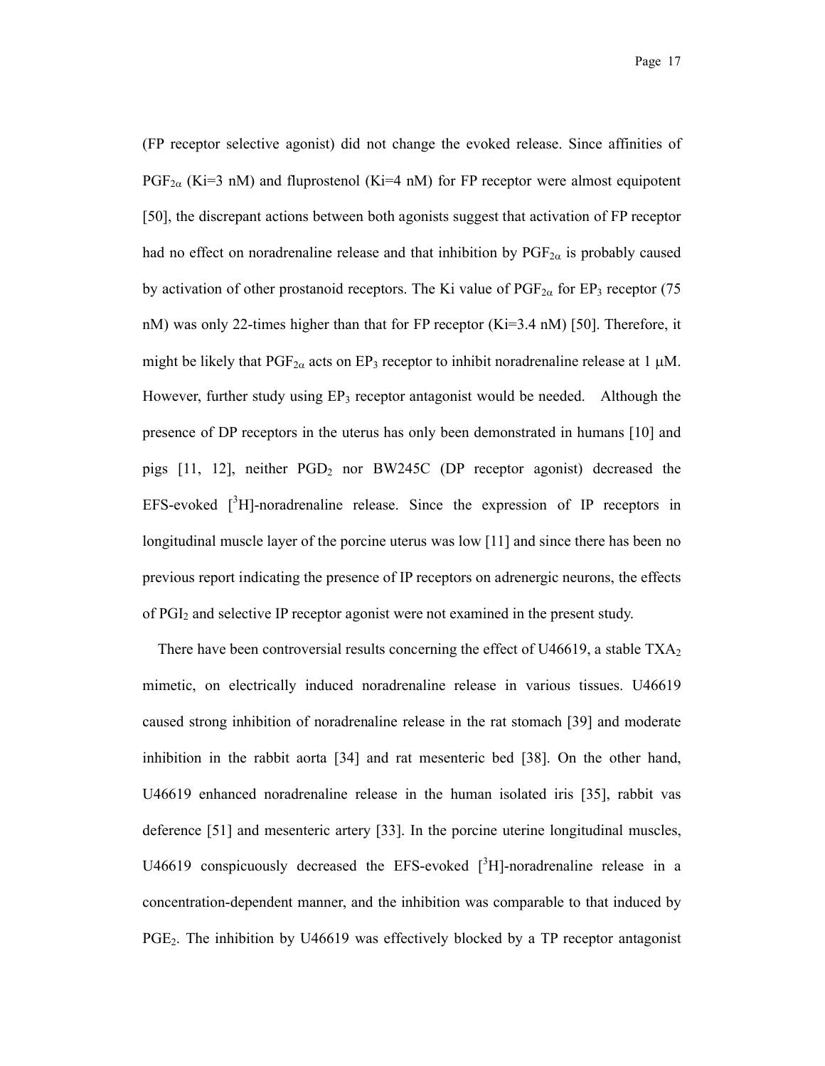(FP receptor selective agonist) did not change the evoked release. Since affinities of $PGF_{2\alpha}$ (Ki=3 nM) and fluprostenol (Ki=4 nM) for FP receptor were almost equipotent [50], the discrepant actions between both agonists suggest that activation of FP receptor had no effect on noradrenaline release and that inhibition by $PGF_{2\alpha}$ is probably caused by activation of other prostanoid receptors. The Ki value of $PGF_{2\alpha}$ for $EP_3$ receptor (75 nM) was only 22-times higher than that for FP receptor (Ki=3.4 nM) [50]. Therefore, it might be likely that $PGF_{2\alpha}$ acts on $EP_3$ receptor to inhibit noradrenaline release at 1 μM. However, further study using $EP_3$ receptor antagonist would be needed. Although the presence of DP receptors in the uterus has only been demonstrated in humans [10] and pigs [11, 12], neither $PGD_2$ nor BW245C (DP receptor agonist) decreased the EFS-evoked [$^3$H]-noradrenaline release. Since the expression of IP receptors in longitudinal muscle layer of the porcine uterus was low [11] and since there has been no previous report indicating the presence of IP receptors on adrenergic neurons, the effects of $PGI_2$ and selective IP receptor agonist were not examined in the present study.

There have been controversial results concerning the effect of U46619, a stable $TXA_2$ mimetic, on electrically induced noradrenaline release in various tissues. U46619 caused strong inhibition of noradrenaline release in the rat stomach [39] and moderate inhibition in the rabbit aorta [34] and rat mesenteric bed [38]. On the other hand, U46619 enhanced noradrenaline release in the human isolated iris [35], rabbit vas deference [51] and mesenteric artery [33]. In the porcine uterine longitudinal muscles, U46619 conspicuously decreased the EFS-evoked [$^3$H]-noradrenaline release in a concentration-dependent manner, and the inhibition was comparable to that induced by $PGE_2$. The inhibition by U46619 was effectively blocked by a TP receptor antagonist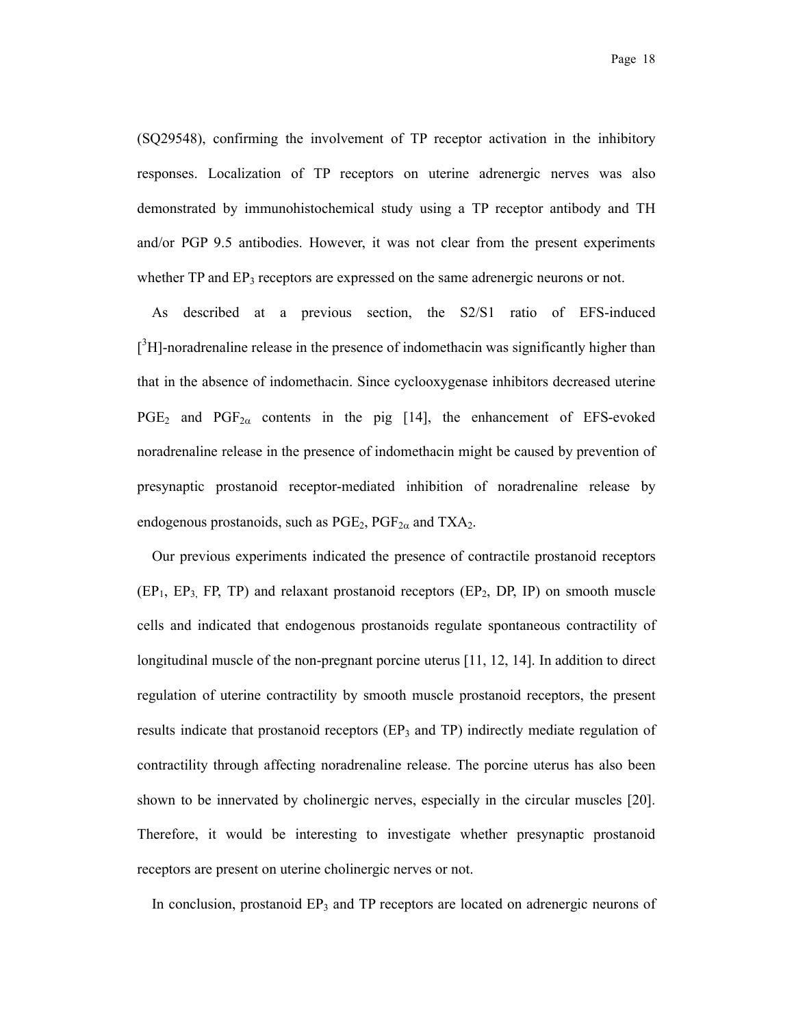(SQ29548), confirming the involvement of TP receptor activation in the inhibitory responses. Localization of TP receptors on uterine adrenergic nerves was also demonstrated by immunohistochemical study using a TP receptor antibody and TH and/or PGP 9.5 antibodies. However, it was not clear from the present experiments whether TP and $EP_3$ receptors are expressed on the same adrenergic neurons or not.

As described at a previous section, the S2/S1 ratio of EFS-induced [$^3$H]-noradrenaline release in the presence of indomethacin was significantly higher than that in the absence of indomethacin. Since cyclooxygenase inhibitors decreased uterine $PGE_2$ and $PGF_{2\alpha}$ contents in the pig [14], the enhancement of EFS-evoked noradrenaline release in the presence of indomethacin might be caused by prevention of presynaptic prostanoid receptor-mediated inhibition of noradrenaline release by endogenous prostanoids, such as $PGE_2$, $PGF_{2\alpha}$ and $TXA_2$.

Our previous experiments indicated the presence of contractile prostanoid receptors ($EP_1$, $EP_3$, FP, TP) and relaxant prostanoid receptors ($EP_2$, DP, IP) on smooth muscle cells and indicated that endogenous prostanoids regulate spontaneous contractility of longitudinal muscle of the non-pregnant porcine uterus [11, 12, 14]. In addition to direct regulation of uterine contractility by smooth muscle prostanoid receptors, the present results indicate that prostanoid receptors ($EP_3$ and TP) indirectly mediate regulation of contractility through affecting noradrenaline release. The porcine uterus has also been shown to be innervated by cholinergic nerves, especially in the circular muscles [20]. Therefore, it would be interesting to investigate whether presynaptic prostanoid receptors are present on uterine cholinergic nerves or not.

In conclusion, prostanoid $EP_3$ and TP receptors are located on adrenergic neurons of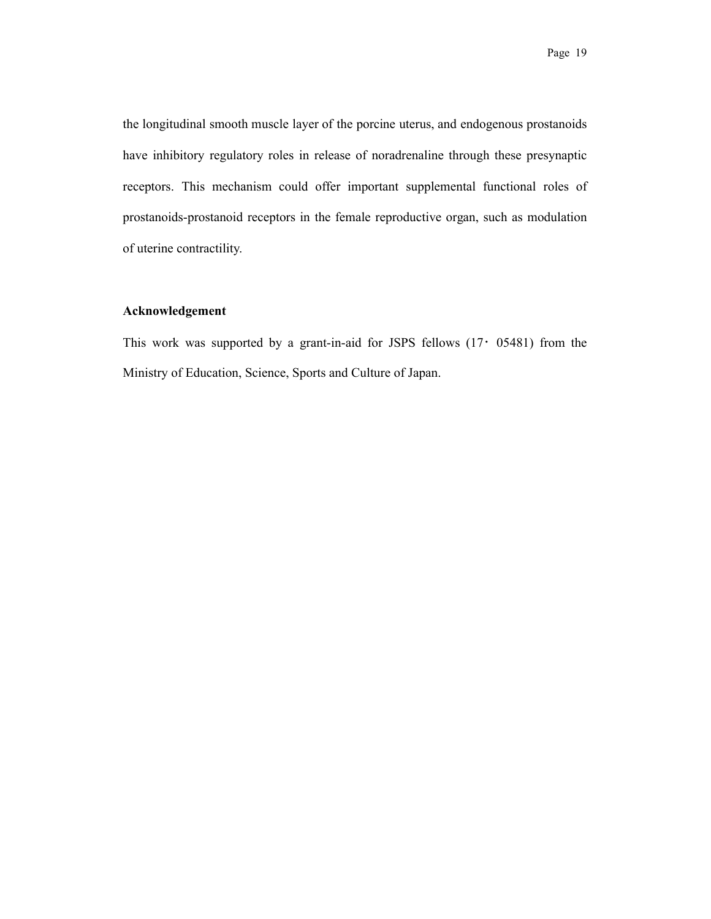the longitudinal smooth muscle layer of the porcine uterus, and endogenous prostanoids have inhibitory regulatory roles in release of noradrenaline through these presynaptic receptors. This mechanism could offer important supplemental functional roles of prostanoids-prostanoid receptors in the female reproductive organ, such as modulation of uterine contractility.

**Acknowledgement**

This work was supported by a grant-in-aid for JSPS fellows (17・05481) from the Ministry of Education, Science, Sports and Culture of Japan.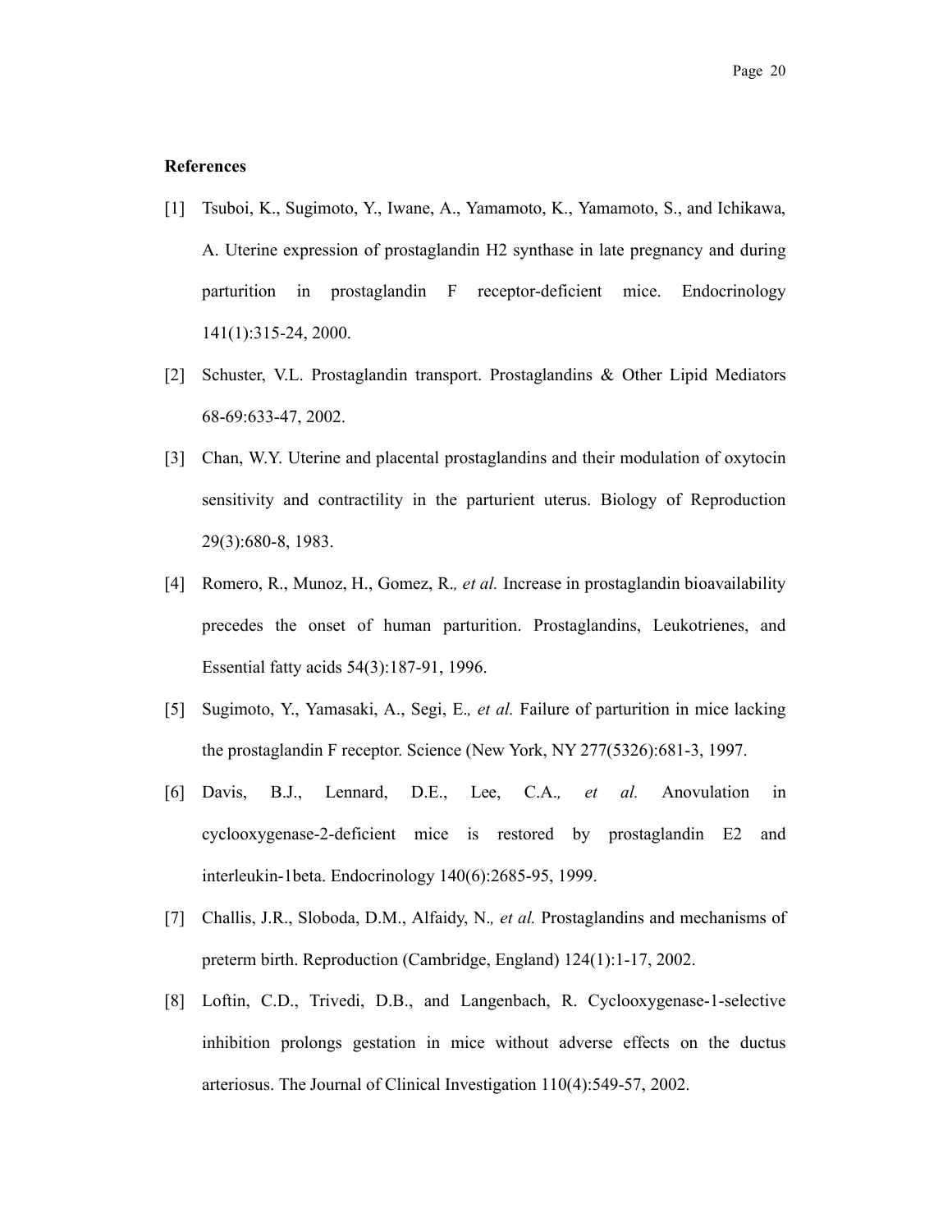## References

[1] Tsuboi, K., Sugimoto, Y., Iwane, A., Yamamoto, K., Yamamoto, S., and Ichikawa, A. Uterine expression of prostaglandin H2 synthase in late pregnancy and during parturition in prostaglandin F receptor-deficient mice. Endocrinology 141(1):315-24, 2000.

[2] Schuster, V.L. Prostaglandin transport. Prostaglandins & Other Lipid Mediators 68-69:633-47, 2002.

[3] Chan, W.Y. Uterine and placental prostaglandins and their modulation of oxytocin sensitivity and contractility in the parturient uterus. Biology of Reproduction 29(3):680-8, 1983.

[4] Romero, R., Munoz, H., Gomez, R*., et al.* Increase in prostaglandin bioavailability precedes the onset of human parturition. Prostaglandins, Leukotrienes, and Essential fatty acids 54(3):187-91, 1996.

[5] Sugimoto, Y., Yamasaki, A., Segi, E*., et al.* Failure of parturition in mice lacking the prostaglandin F receptor. Science (New York, NY 277(5326):681-3, 1997.

[6] Davis, B.J., Lennard, D.E., Lee, C.A*., et al.* Anovulation in cyclooxygenase-2-deficient mice is restored by prostaglandin E2 and interleukin-1beta. Endocrinology 140(6):2685-95, 1999.

[7] Challis, J.R., Sloboda, D.M., Alfaidy, N*., et al.* Prostaglandins and mechanisms of preterm birth. Reproduction (Cambridge, England) 124(1):1-17, 2002.

[8] Loftin, C.D., Trivedi, D.B., and Langenbach, R. Cyclooxygenase-1-selective inhibition prolongs gestation in mice without adverse effects on the ductus arteriosus. The Journal of Clinical Investigation 110(4):549-57, 2002.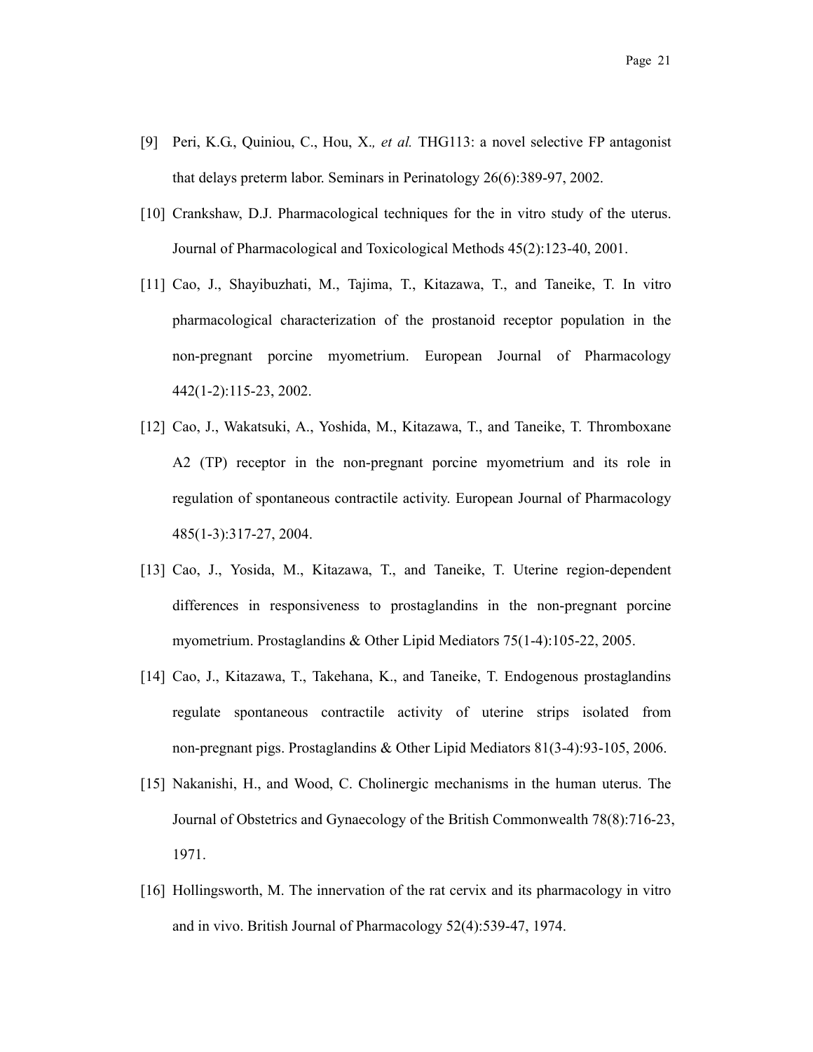[9] Peri, K.G., Quiniou, C., Hou, X., *et al.* THG113: a novel selective FP antagonist that delays preterm labor. Seminars in Perinatology 26(6):389-97, 2002.

[10] Crankshaw, D.J. Pharmacological techniques for the in vitro study of the uterus. Journal of Pharmacological and Toxicological Methods 45(2):123-40, 2001.

[11] Cao, J., Shayibuzhati, M., Tajima, T., Kitazawa, T., and Taneike, T. In vitro pharmacological characterization of the prostanoid receptor population in the non-pregnant porcine myometrium. European Journal of Pharmacology 442(1-2):115-23, 2002.

[12] Cao, J., Wakatsuki, A., Yoshida, M., Kitazawa, T., and Taneike, T. Thromboxane A2 (TP) receptor in the non-pregnant porcine myometrium and its role in regulation of spontaneous contractile activity. European Journal of Pharmacology 485(1-3):317-27, 2004.

[13] Cao, J., Yosida, M., Kitazawa, T., and Taneike, T. Uterine region-dependent differences in responsiveness to prostaglandins in the non-pregnant porcine myometrium. Prostaglandins & Other Lipid Mediators 75(1-4):105-22, 2005.

[14] Cao, J., Kitazawa, T., Takehana, K., and Taneike, T. Endogenous prostaglandins regulate spontaneous contractile activity of uterine strips isolated from non-pregnant pigs. Prostaglandins & Other Lipid Mediators 81(3-4):93-105, 2006.

[15] Nakanishi, H., and Wood, C. Cholinergic mechanisms in the human uterus. The Journal of Obstetrics and Gynaecology of the British Commonwealth 78(8):716-23, 1971.

[16] Hollingsworth, M. The innervation of the rat cervix and its pharmacology in vitro and in vivo. British Journal of Pharmacology 52(4):539-47, 1974.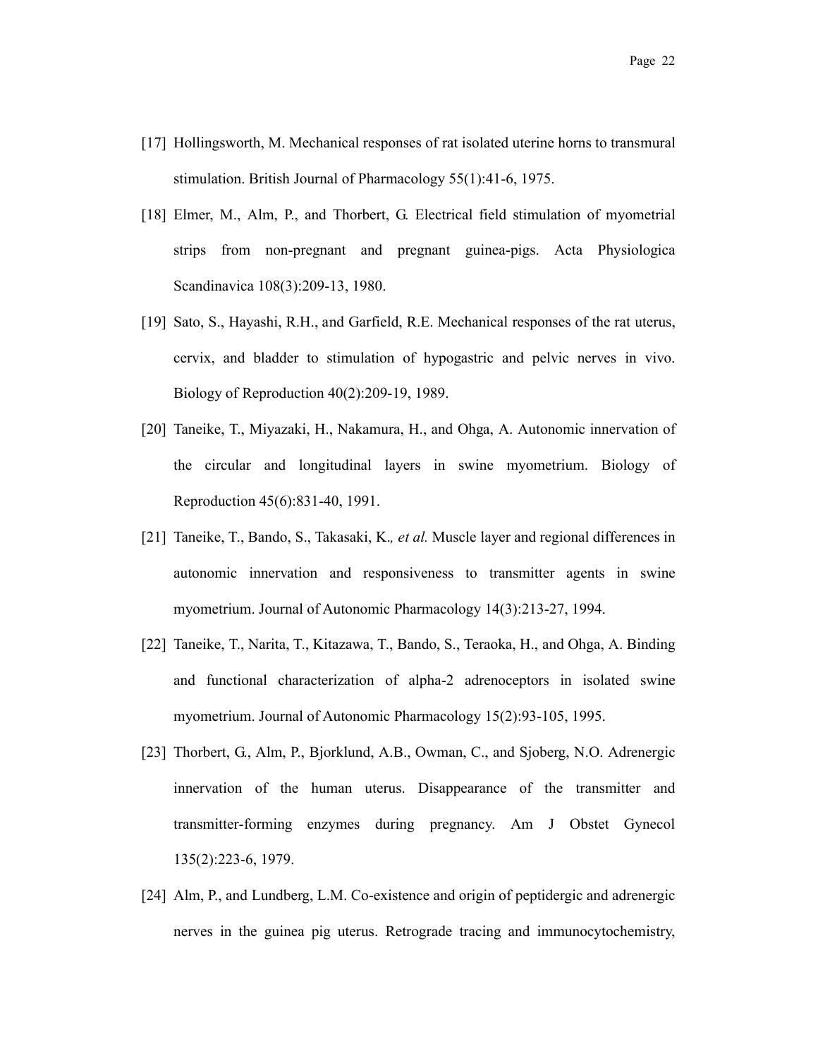[17] Hollingsworth, M. Mechanical responses of rat isolated uterine horns to transmural stimulation. British Journal of Pharmacology 55(1):41-6, 1975.

[18] Elmer, M., Alm, P., and Thorbert, G. Electrical field stimulation of myometrial strips from non-pregnant and pregnant guinea-pigs. Acta Physiologica Scandinavica 108(3):209-13, 1980.

[19] Sato, S., Hayashi, R.H., and Garfield, R.E. Mechanical responses of the rat uterus, cervix, and bladder to stimulation of hypogastric and pelvic nerves in vivo. Biology of Reproduction 40(2):209-19, 1989.

[20] Taneike, T., Miyazaki, H., Nakamura, H., and Ohga, A. Autonomic innervation of the circular and longitudinal layers in swine myometrium. Biology of Reproduction 45(6):831-40, 1991.

[21] Taneike, T., Bando, S., Takasaki, K*., et al.* Muscle layer and regional differences in autonomic innervation and responsiveness to transmitter agents in swine myometrium. Journal of Autonomic Pharmacology 14(3):213-27, 1994.

[22] Taneike, T., Narita, T., Kitazawa, T., Bando, S., Teraoka, H., and Ohga, A. Binding and functional characterization of alpha-2 adrenoceptors in isolated swine myometrium. Journal of Autonomic Pharmacology 15(2):93-105, 1995.

[23] Thorbert, G., Alm, P., Bjorklund, A.B., Owman, C., and Sjoberg, N.O. Adrenergic innervation of the human uterus. Disappearance of the transmitter and transmitter-forming enzymes during pregnancy. Am J Obstet Gynecol 135(2):223-6, 1979.

[24] Alm, P., and Lundberg, L.M. Co-existence and origin of peptidergic and adrenergic nerves in the guinea pig uterus. Retrograde tracing and immunocytochemistry,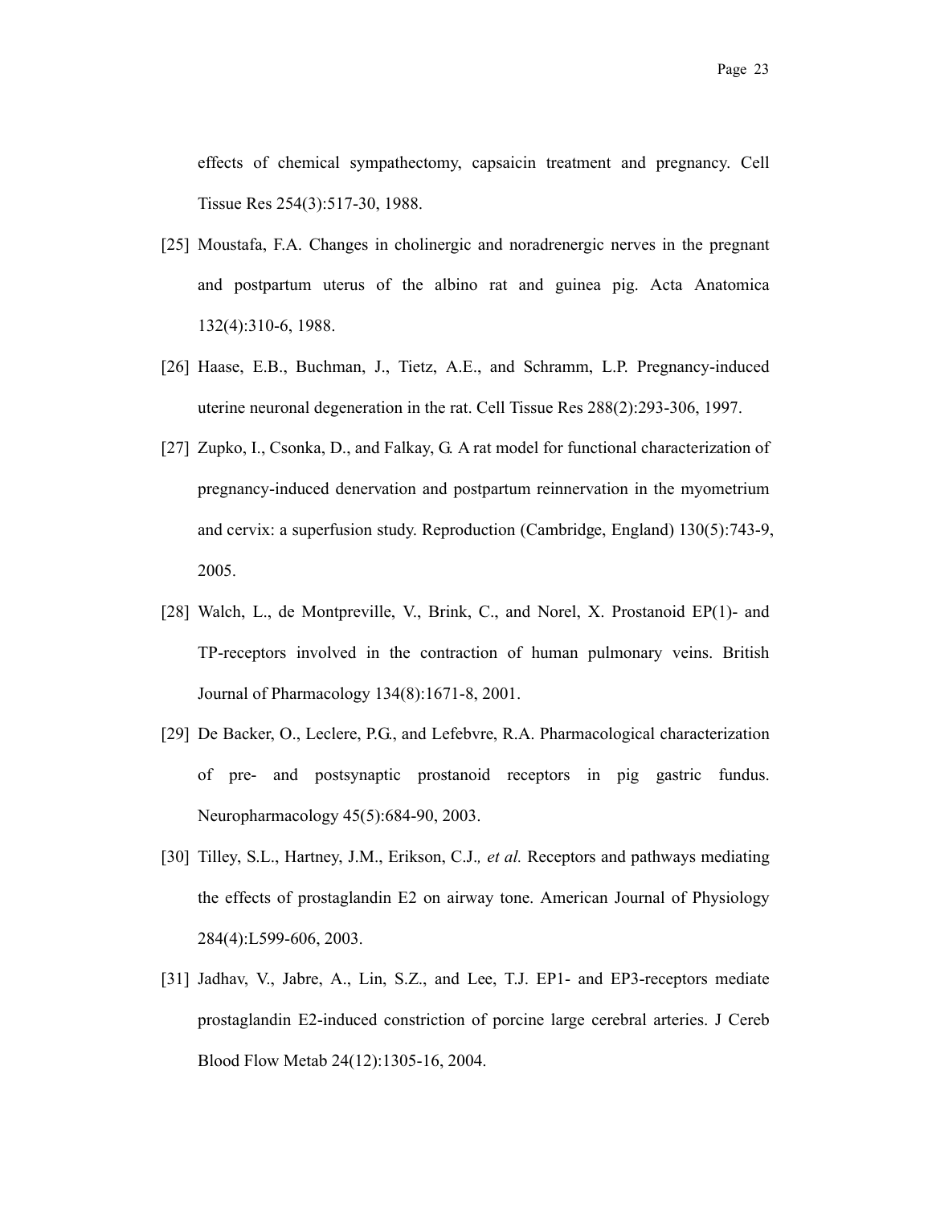effects of chemical sympathectomy, capsaicin treatment and pregnancy. Cell Tissue Res 254(3):517-30, 1988.

[25] Moustafa, F.A. Changes in cholinergic and noradrenergic nerves in the pregnant and postpartum uterus of the albino rat and guinea pig. Acta Anatomica 132(4):310-6, 1988.

[26] Haase, E.B., Buchman, J., Tietz, A.E., and Schramm, L.P. Pregnancy-induced uterine neuronal degeneration in the rat. Cell Tissue Res 288(2):293-306, 1997.

[27] Zupko, I., Csonka, D., and Falkay, G. A rat model for functional characterization of pregnancy-induced denervation and postpartum reinnervation in the myometrium and cervix: a superfusion study. Reproduction (Cambridge, England) 130(5):743-9, 2005.

[28] Walch, L., de Montpreville, V., Brink, C., and Norel, X. Prostanoid EP(1)- and TP-receptors involved in the contraction of human pulmonary veins. British Journal of Pharmacology 134(8):1671-8, 2001.

[29] De Backer, O., Leclere, P.G., and Lefebvre, R.A. Pharmacological characterization of pre- and postsynaptic prostanoid receptors in pig gastric fundus. Neuropharmacology 45(5):684-90, 2003.

[30] Tilley, S.L., Hartney, J.M., Erikson, C.J*., et al.* Receptors and pathways mediating the effects of prostaglandin E2 on airway tone. American Journal of Physiology 284(4):L599-606, 2003.

[31] Jadhav, V., Jabre, A., Lin, S.Z., and Lee, T.J. EP1- and EP3-receptors mediate prostaglandin E2-induced constriction of porcine large cerebral arteries. J Cereb Blood Flow Metab 24(12):1305-16, 2004.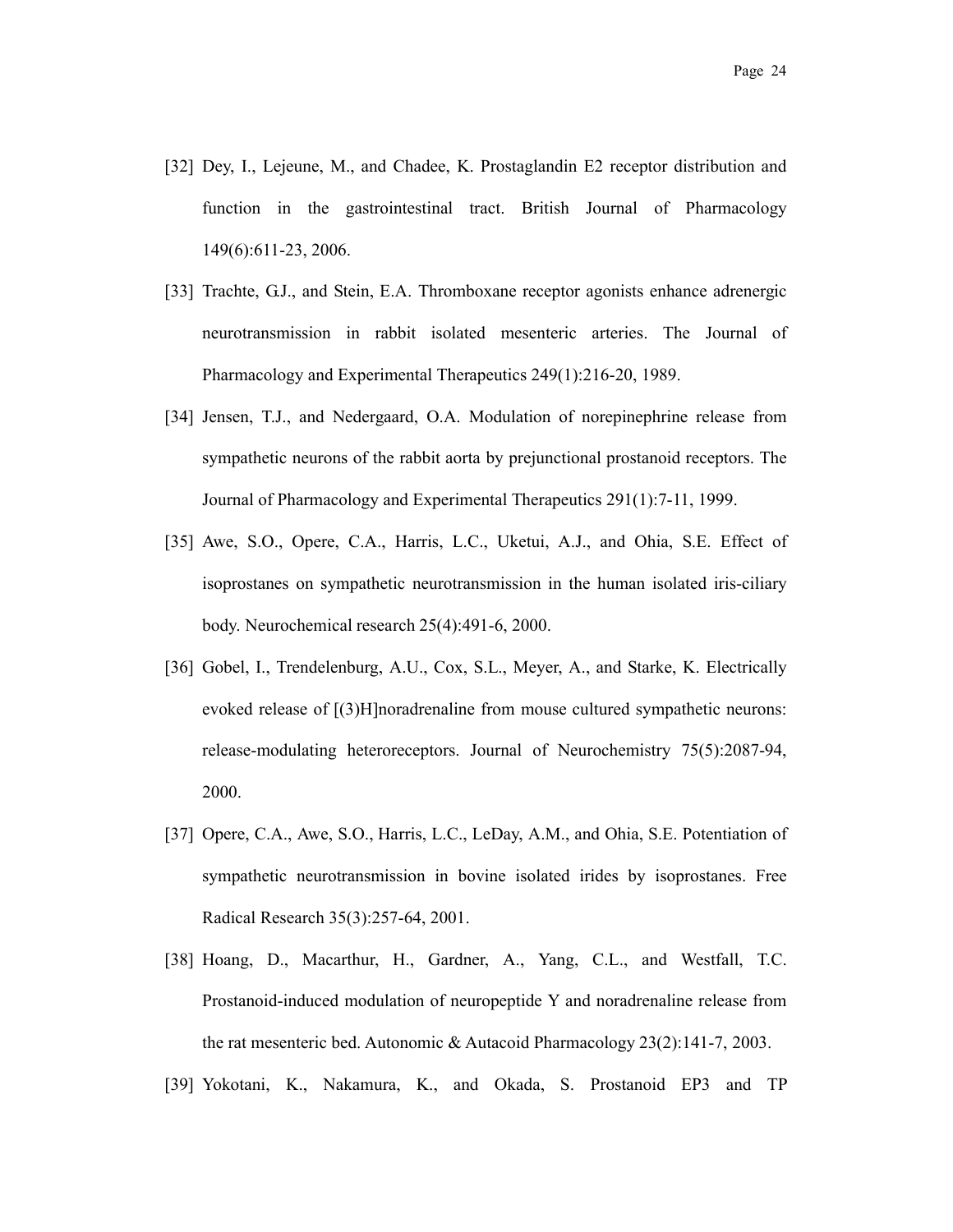[32] Dey, I., Lejeune, M., and Chadee, K. Prostaglandin E2 receptor distribution and function in the gastrointestinal tract. British Journal of Pharmacology 149(6):611-23, 2006.

[33] Trachte, G.J., and Stein, E.A. Thromboxane receptor agonists enhance adrenergic neurotransmission in rabbit isolated mesenteric arteries. The Journal of Pharmacology and Experimental Therapeutics 249(1):216-20, 1989.

[34] Jensen, T.J., and Nedergaard, O.A. Modulation of norepinephrine release from sympathetic neurons of the rabbit aorta by prejunctional prostanoid receptors. The Journal of Pharmacology and Experimental Therapeutics 291(1):7-11, 1999.

[35] Awe, S.O., Opere, C.A., Harris, L.C., Uketui, A.J., and Ohia, S.E. Effect of isoprostanes on sympathetic neurotransmission in the human isolated iris-ciliary body. Neurochemical research 25(4):491-6, 2000.

[36] Gobel, I., Trendelenburg, A.U., Cox, S.L., Meyer, A., and Starke, K. Electrically evoked release of [(3)H]noradrenaline from mouse cultured sympathetic neurons: release-modulating heteroreceptors. Journal of Neurochemistry 75(5):2087-94, 2000.

[37] Opere, C.A., Awe, S.O., Harris, L.C., LeDay, A.M., and Ohia, S.E. Potentiation of sympathetic neurotransmission in bovine isolated irides by isoprostanes. Free Radical Research 35(3):257-64, 2001.

[38] Hoang, D., Macarthur, H., Gardner, A., Yang, C.L., and Westfall, T.C. Prostanoid-induced modulation of neuropeptide Y and noradrenaline release from the rat mesenteric bed. Autonomic & Autacoid Pharmacology 23(2):141-7, 2003.

[39] Yokotani, K., Nakamura, K., and Okada, S. Prostanoid EP3 and TP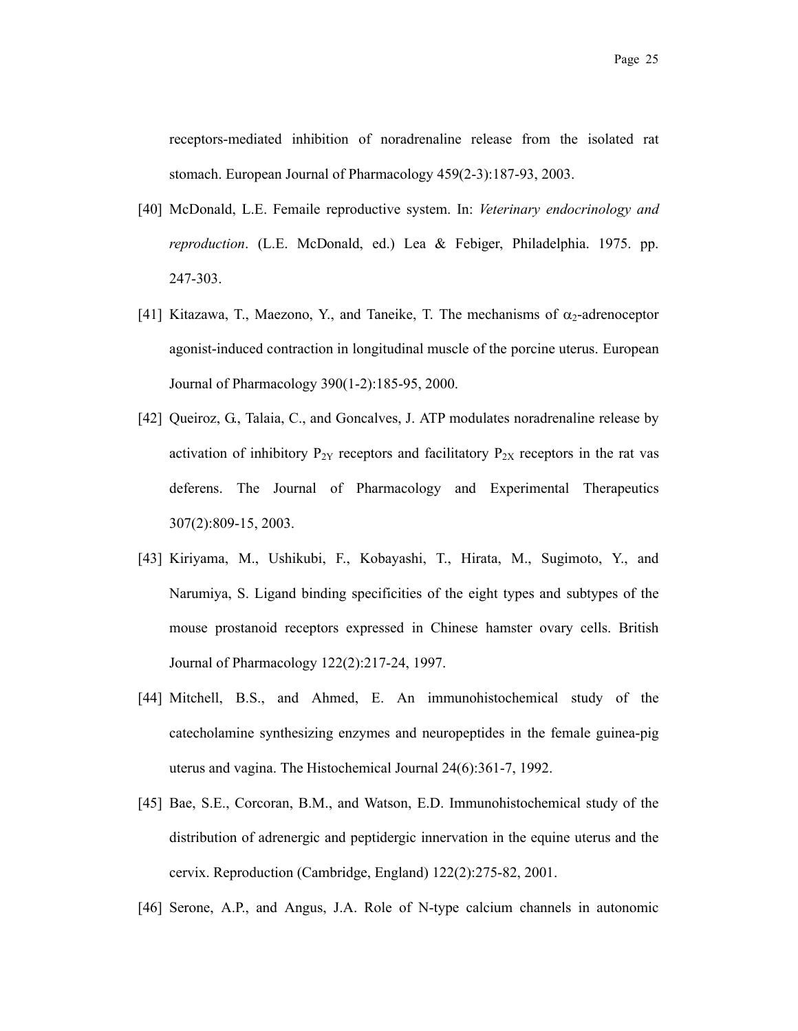receptors-mediated inhibition of noradrenaline release from the isolated rat stomach. European Journal of Pharmacology 459(2-3):187-93, 2003.

[40] McDonald, L.E. Femaile reproductive system. In: *Veterinary endocrinology and reproduction*. (L.E. McDonald, ed.) Lea & Febiger, Philadelphia. 1975. pp. 247-303.

[41] Kitazawa, T., Maezono, Y., and Taneike, T. The mechanisms of $\alpha_2$-adrenoceptor agonist-induced contraction in longitudinal muscle of the porcine uterus. European Journal of Pharmacology 390(1-2):185-95, 2000.

[42] Queiroz, G., Talaia, C., and Goncalves, J. ATP modulates noradrenaline release by activation of inhibitory $P_{2Y}$ receptors and facilitatory $P_{2X}$ receptors in the rat vas deferens. The Journal of Pharmacology and Experimental Therapeutics 307(2):809-15, 2003.

[43] Kiriyama, M., Ushikubi, F., Kobayashi, T., Hirata, M., Sugimoto, Y., and Narumiya, S. Ligand binding specificities of the eight types and subtypes of the mouse prostanoid receptors expressed in Chinese hamster ovary cells. British Journal of Pharmacology 122(2):217-24, 1997.

[44] Mitchell, B.S., and Ahmed, E. An immunohistochemical study of the catecholamine synthesizing enzymes and neuropeptides in the female guinea-pig uterus and vagina. The Histochemical Journal 24(6):361-7, 1992.

[45] Bae, S.E., Corcoran, B.M., and Watson, E.D. Immunohistochemical study of the distribution of adrenergic and peptidergic innervation in the equine uterus and the cervix. Reproduction (Cambridge, England) 122(2):275-82, 2001.

[46] Serone, A.P., and Angus, J.A. Role of N-type calcium channels in autonomic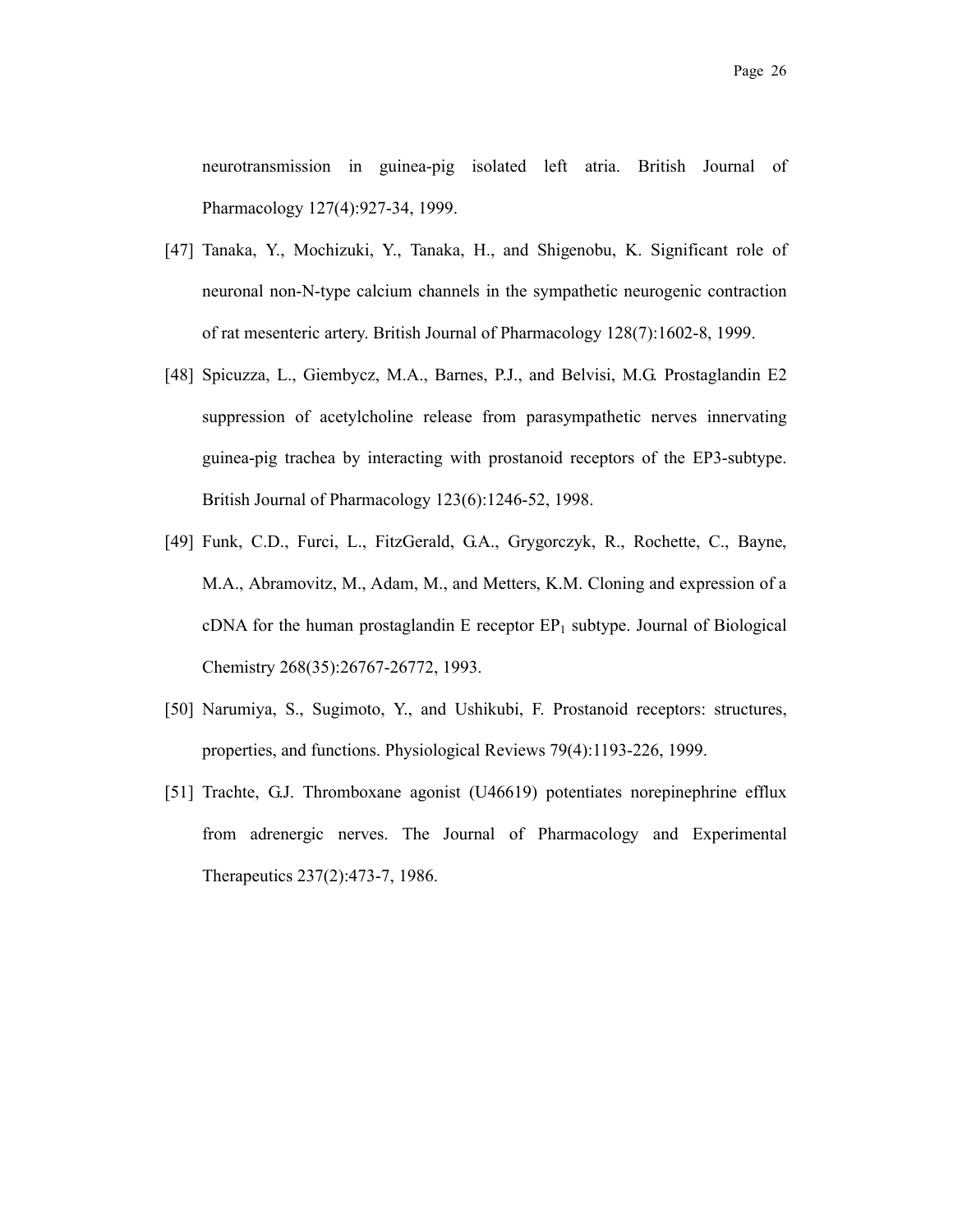neurotransmission in guinea-pig isolated left atria. British Journal of Pharmacology 127(4):927-34, 1999.

[47] Tanaka, Y., Mochizuki, Y., Tanaka, H., and Shigenobu, K. Significant role of neuronal non-N-type calcium channels in the sympathetic neurogenic contraction of rat mesenteric artery. British Journal of Pharmacology 128(7):1602-8, 1999.

[48] Spicuzza, L., Giembycz, M.A., Barnes, P.J., and Belvisi, M.G. Prostaglandin E2 suppression of acetylcholine release from parasympathetic nerves innervating guinea-pig trachea by interacting with prostanoid receptors of the EP3-subtype. British Journal of Pharmacology 123(6):1246-52, 1998.

[49] Funk, C.D., Furci, L., FitzGerald, G.A., Grygorczyk, R., Rochette, C., Bayne, M.A., Abramovitz, M., Adam, M., and Metters, K.M. Cloning and expression of a cDNA for the human prostaglandin E receptor $EP_1$ subtype. Journal of Biological Chemistry 268(35):26767-26772, 1993.

[50] Narumiya, S., Sugimoto, Y., and Ushikubi, F. Prostanoid receptors: structures, properties, and functions. Physiological Reviews 79(4):1193-226, 1999.

[51] Trachte, G.J. Thromboxane agonist (U46619) potentiates norepinephrine efflux from adrenergic nerves. The Journal of Pharmacology and Experimental Therapeutics 237(2):473-7, 1986.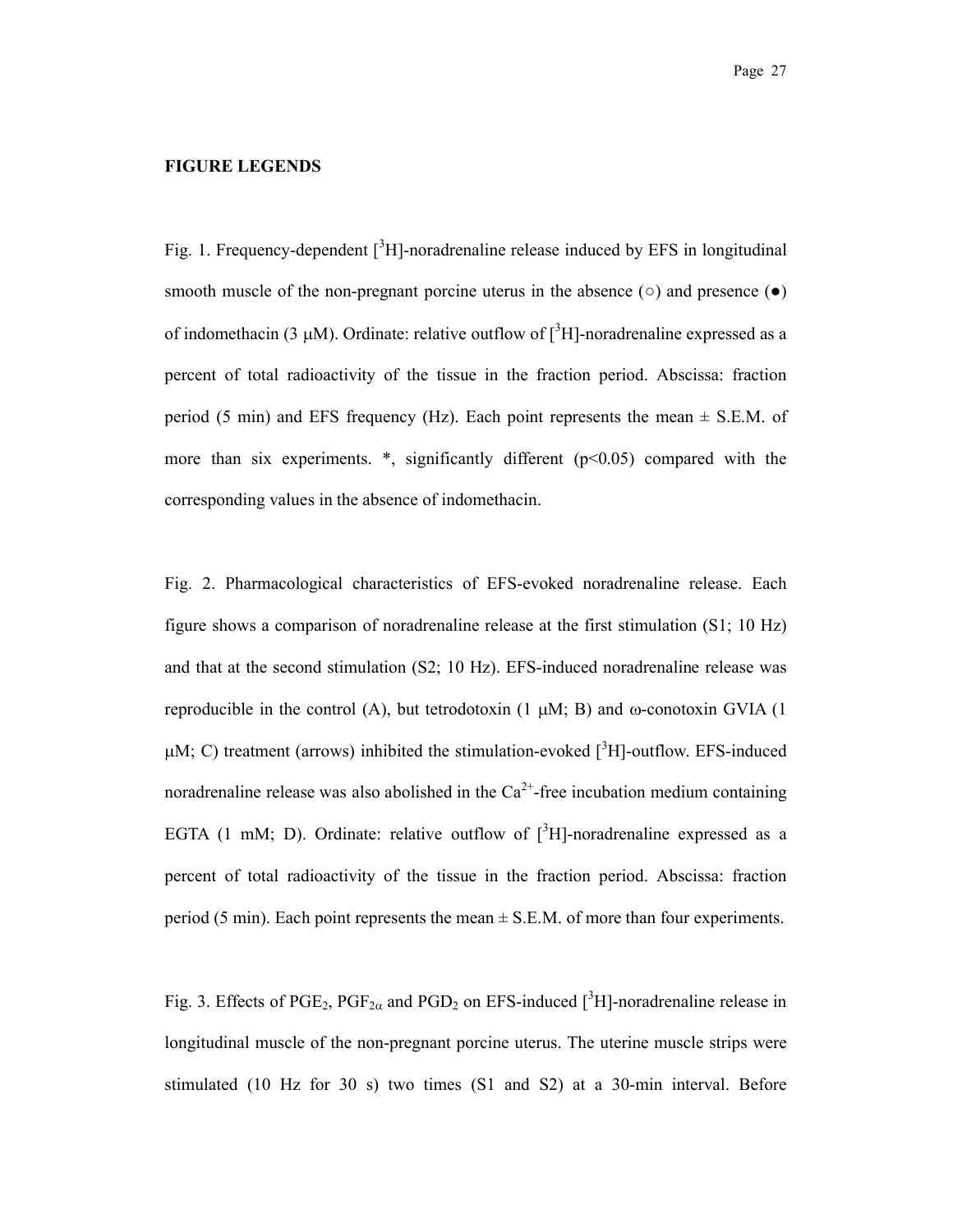**FIGURE LEGENDS**

Fig. 1. Frequency-dependent [$^3$H]-noradrenaline release induced by EFS in longitudinal smooth muscle of the non-pregnant porcine uterus in the absence (○) and presence (●) of indomethacin (3 μM). Ordinate: relative outflow of [$^3$H]-noradrenaline expressed as a percent of total radioactivity of the tissue in the fraction period. Abscissa: fraction period (5 min) and EFS frequency (Hz). Each point represents the mean ± S.E.M. of more than six experiments. *, significantly different ($p<0.05$) compared with the corresponding values in the absence of indomethacin.

Fig. 2. Pharmacological characteristics of EFS-evoked noradrenaline release. Each figure shows a comparison of noradrenaline release at the first stimulation (S1; 10 Hz) and that at the second stimulation (S2; 10 Hz). EFS-induced noradrenaline release was reproducible in the control (A), but tetrodotoxin (1 μM; B) and ω-conotoxin GVIA (1 μM; C) treatment (arrows) inhibited the stimulation-evoked [$^3$H]-outflow. EFS-induced noradrenaline release was also abolished in the $Ca^{2+}$-free incubation medium containing EGTA (1 mM; D). Ordinate: relative outflow of [$^3$H]-noradrenaline expressed as a percent of total radioactivity of the tissue in the fraction period. Abscissa: fraction period (5 min). Each point represents the mean ± S.E.M. of more than four experiments.

Fig. 3. Effects of $PGE_2$, $PGF_{2\alpha}$ and $PGD_2$ on EFS-induced [$^3$H]-noradrenaline release in longitudinal muscle of the non-pregnant porcine uterus. The uterine muscle strips were stimulated (10 Hz for 30 s) two times (S1 and S2) at a 30-min interval. Before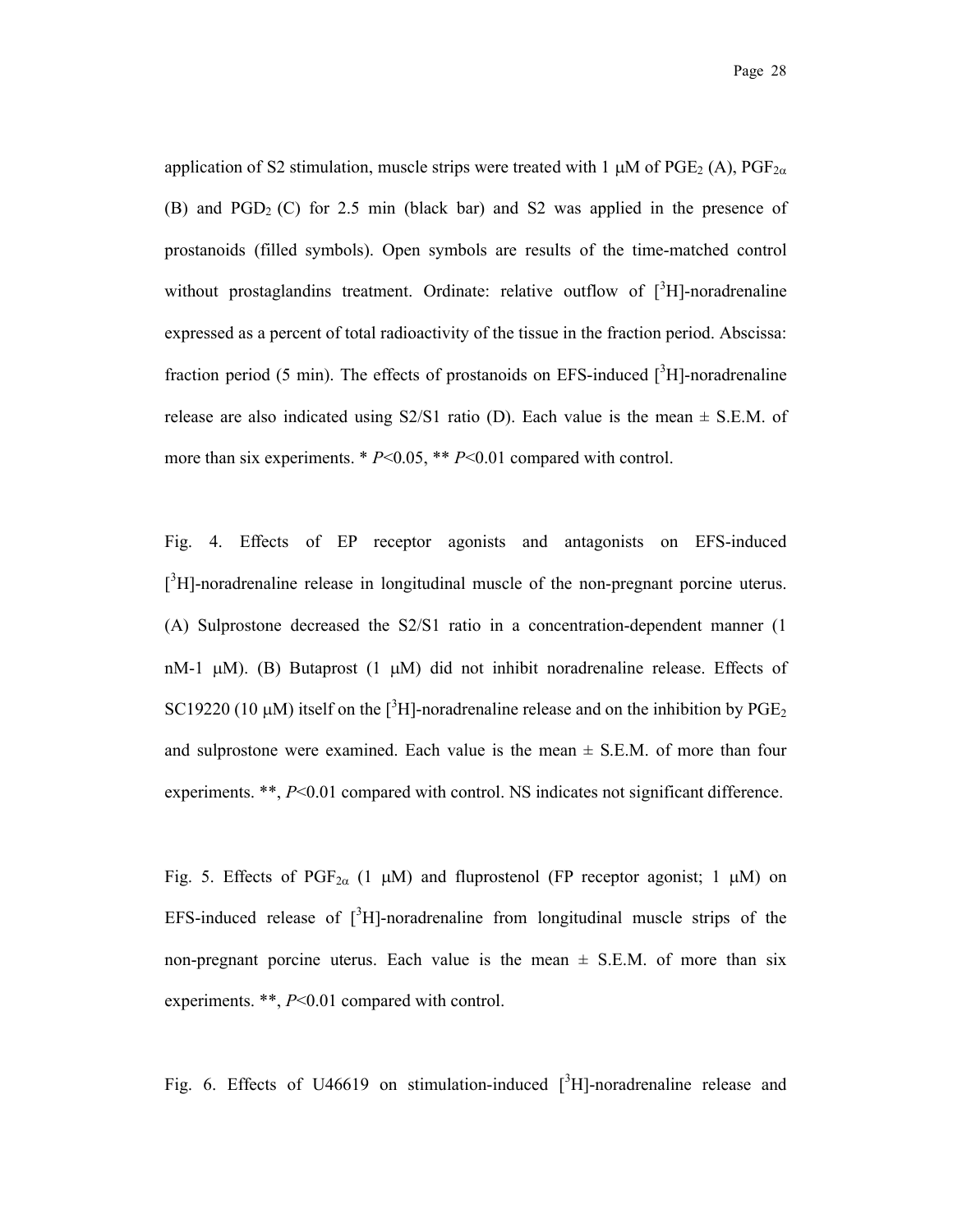application of S2 stimulation, muscle strips were treated with 1 μM of $PGE_2$ (A), $PGF_{2\alpha}$ (B) and $PGD_2$ (C) for 2.5 min (black bar) and S2 was applied in the presence of prostanoids (filled symbols). Open symbols are results of the time-matched control without prostaglandins treatment. Ordinate: relative outflow of $[^3H]$-noradrenaline expressed as a percent of total radioactivity of the tissue in the fraction period. Abscissa: fraction period (5 min). The effects of prostanoids on EFS-induced $[^3H]$-noradrenaline release are also indicated using S2/S1 ratio (D). Each value is the mean ± S.E.M. of more than six experiments. * $P<0.05$, ** $P<0.01$ compared with control.

Fig. 4. Effects of EP receptor agonists and antagonists on EFS-induced $[^3H]$-noradrenaline release in longitudinal muscle of the non-pregnant porcine uterus. (A) Sulprostone decreased the S2/S1 ratio in a concentration-dependent manner (1 nM-1 μM). (B) Butaprost (1 μM) did not inhibit noradrenaline release. Effects of SC19220 (10 μM) itself on the $[^3H]$-noradrenaline release and on the inhibition by $PGE_2$ and sulprostone were examined. Each value is the mean ± S.E.M. of more than four experiments. **, $P<0.01$ compared with control. NS indicates not significant difference.

Fig. 5. Effects of $PGF_{2\alpha}$ (1 μM) and fluprostenol (FP receptor agonist; 1 μM) on EFS-induced release of $[^3H]$-noradrenaline from longitudinal muscle strips of the non-pregnant porcine uterus. Each value is the mean ± S.E.M. of more than six experiments. **, $P<0.01$ compared with control.

Fig. 6. Effects of U46619 on stimulation-induced $[^3H]$-noradrenaline release and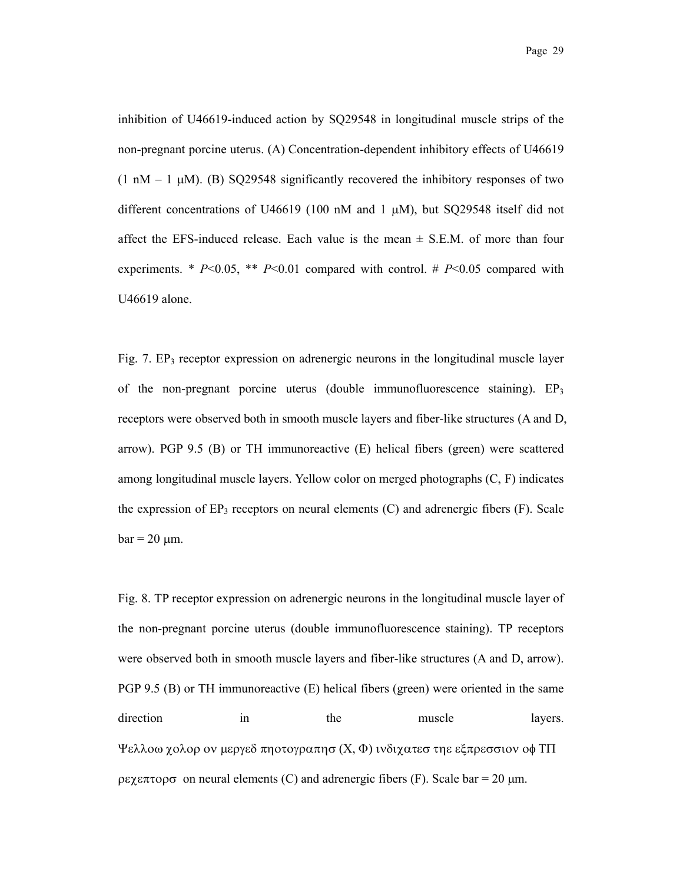inhibition of U46619-induced action by SQ29548 in longitudinal muscle strips of the non-pregnant porcine uterus. (A) Concentration-dependent inhibitory effects of U46619 (1 nM – 1 μM). (B) SQ29548 significantly recovered the inhibitory responses of two different concentrations of U46619 (100 nM and 1 μM), but SQ29548 itself did not affect the EFS-induced release. Each value is the mean ± S.E.M. of more than four experiments. * *P*<0.05, ** *P*<0.01 compared with control. # *P*<0.05 compared with U46619 alone.

Fig. 7. $EP_3$ receptor expression on adrenergic neurons in the longitudinal muscle layer of the non-pregnant porcine uterus (double immunofluorescence staining). $EP_3$ receptors were observed both in smooth muscle layers and fiber-like structures (A and D, arrow). PGP 9.5 (B) or TH immunoreactive (E) helical fibers (green) were scattered among longitudinal muscle layers. Yellow color on merged photographs (C, F) indicates the expression of $EP_3$ receptors on neural elements (C) and adrenergic fibers (F). Scale bar = 20 μm.

Fig. 8. TP receptor expression on adrenergic neurons in the longitudinal muscle layer of the non-pregnant porcine uterus (double immunofluorescence staining). TP receptors were observed both in smooth muscle layers and fiber-like structures (A and D, arrow). PGP 9.5 (B) or TH immunoreactive (E) helical fibers (green) were oriented in the same direction in the muscle layers. Ψελλοω χολορ ον μεργεδ πηοτογραπησ (Χ, Φ) ινδιχατεσ τηε εξπρεσσιον οφ ΤΠ ρεχεπτορσ on neural elements (C) and adrenergic fibers (F). Scale bar = 20 μm.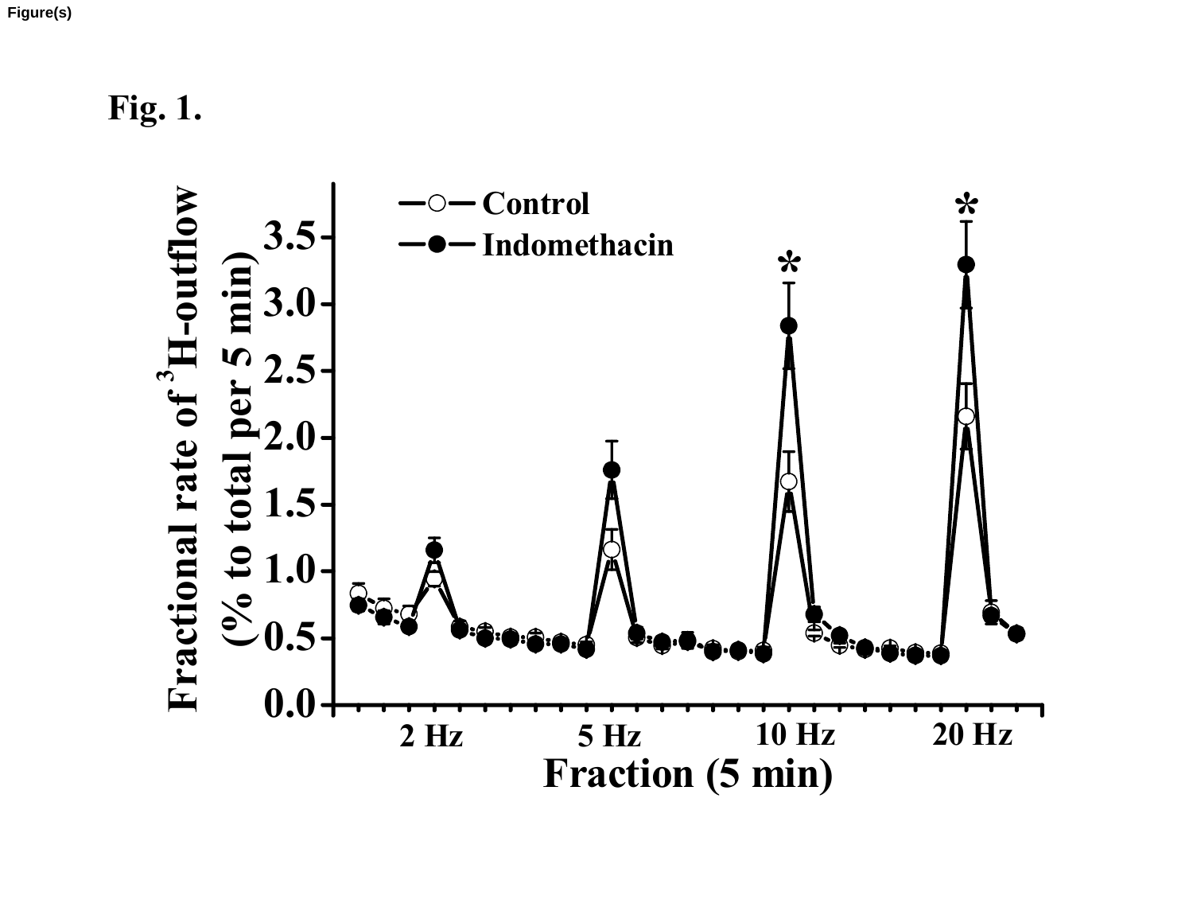Figure(s)

Fig. 1.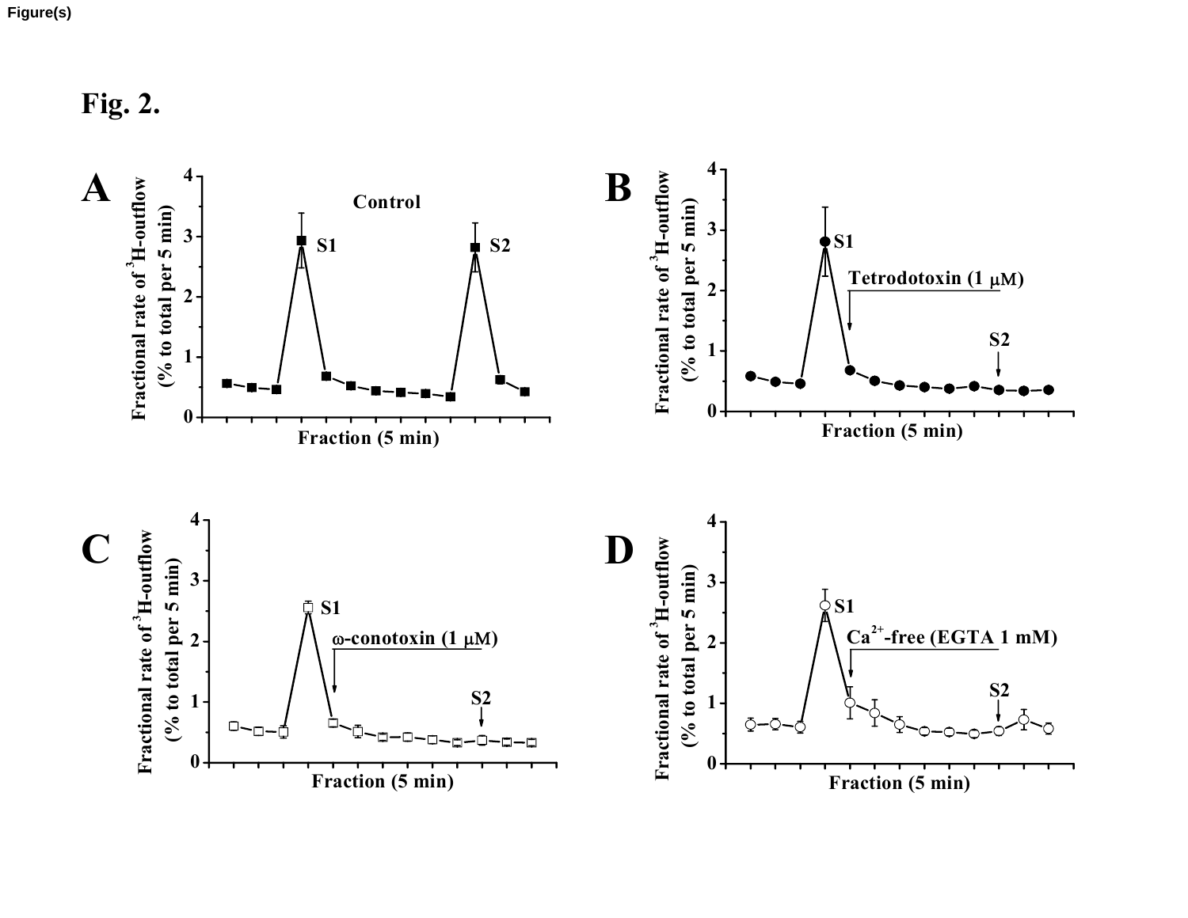Figure(s)

**Fig. 2.**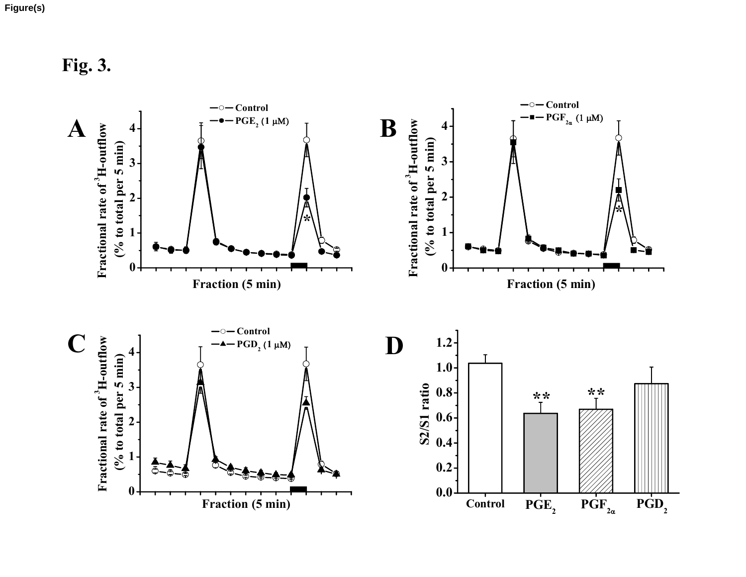Figure(s)

Fig. 3.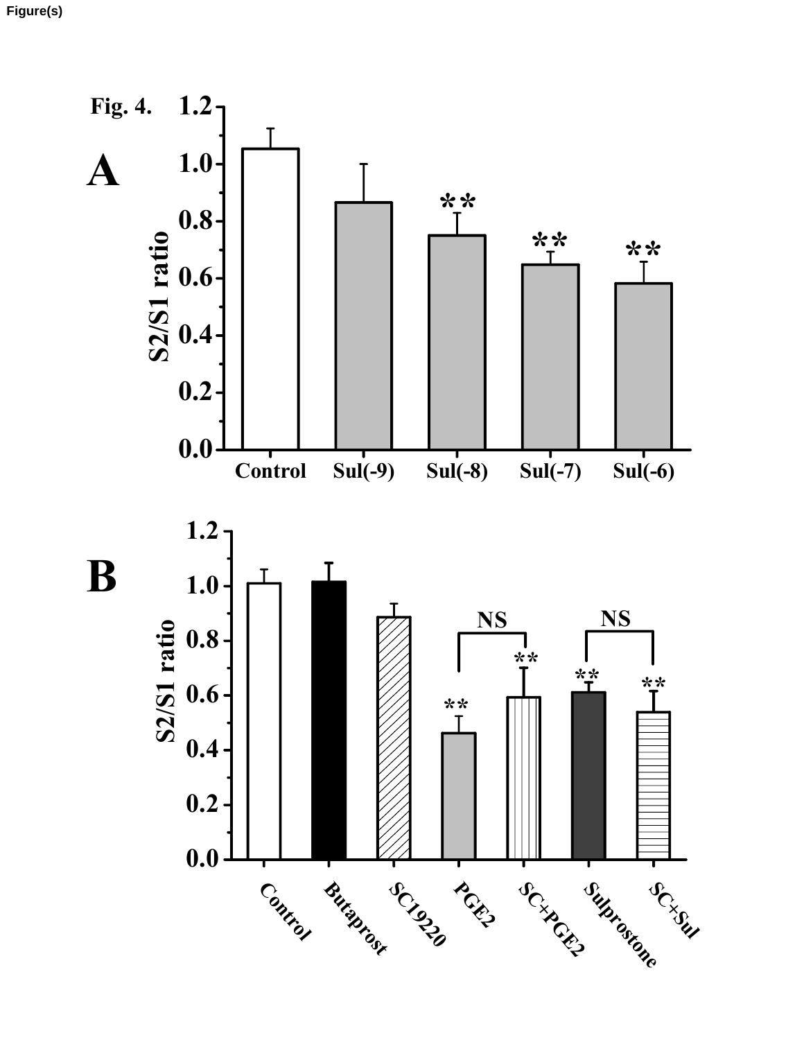Figure(s)

Fig. 4.

A

B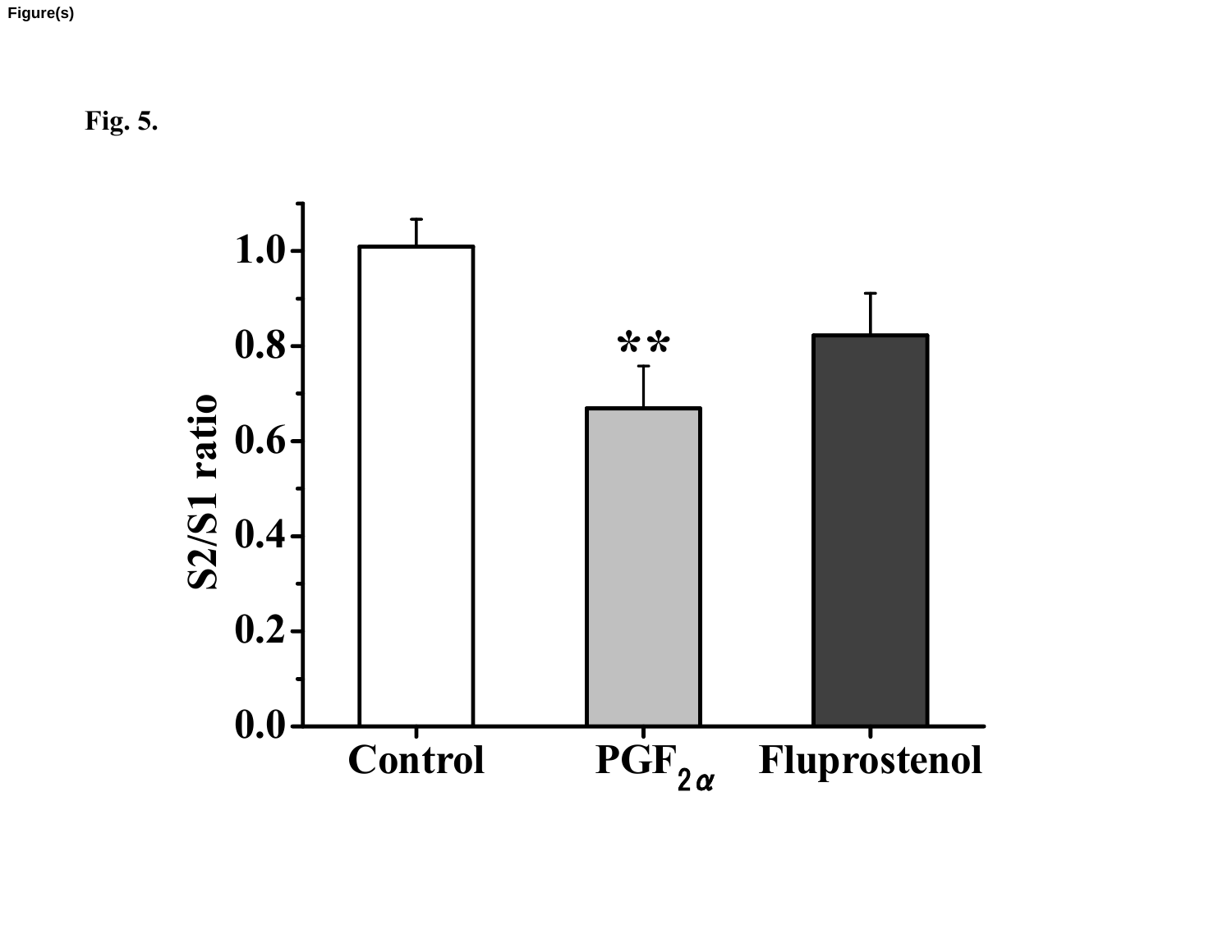Fig. 5.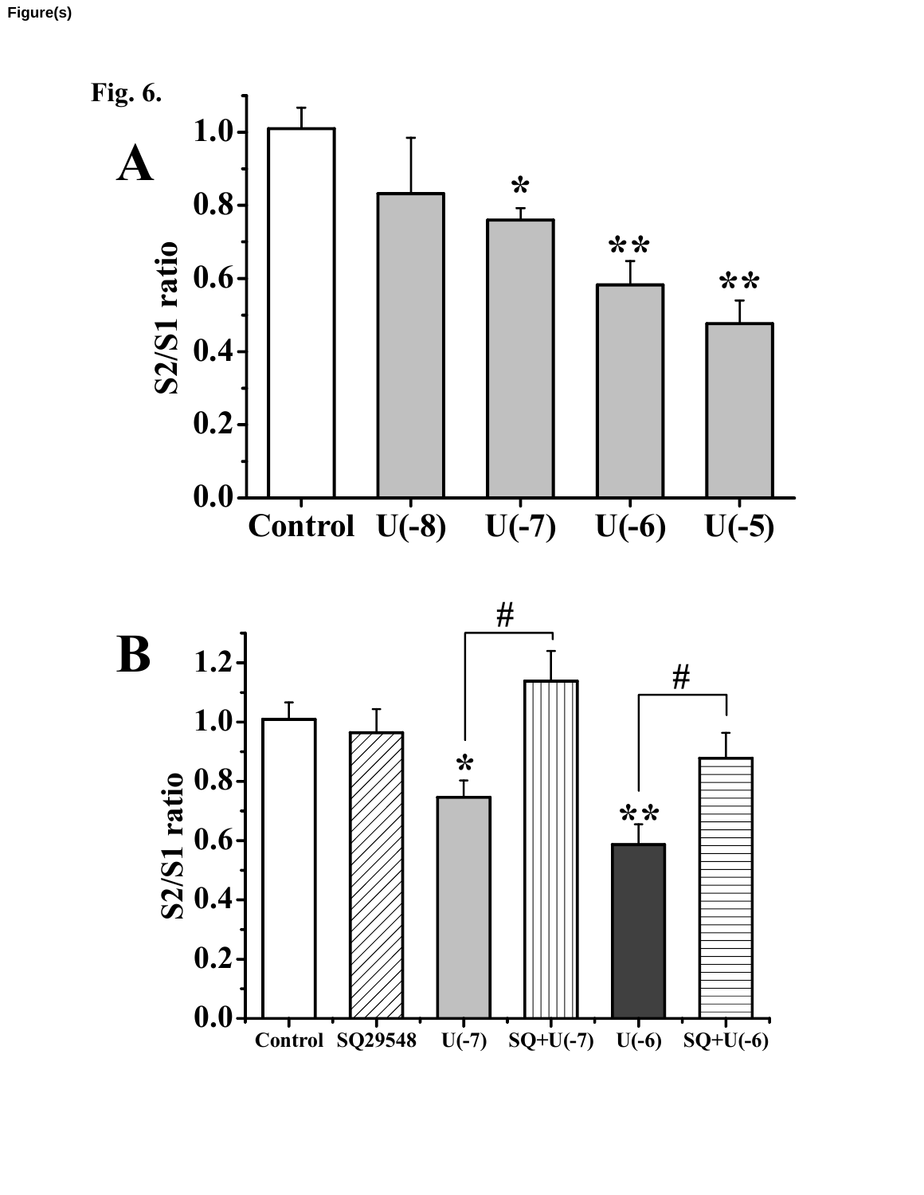Figure(s)

Fig. 6.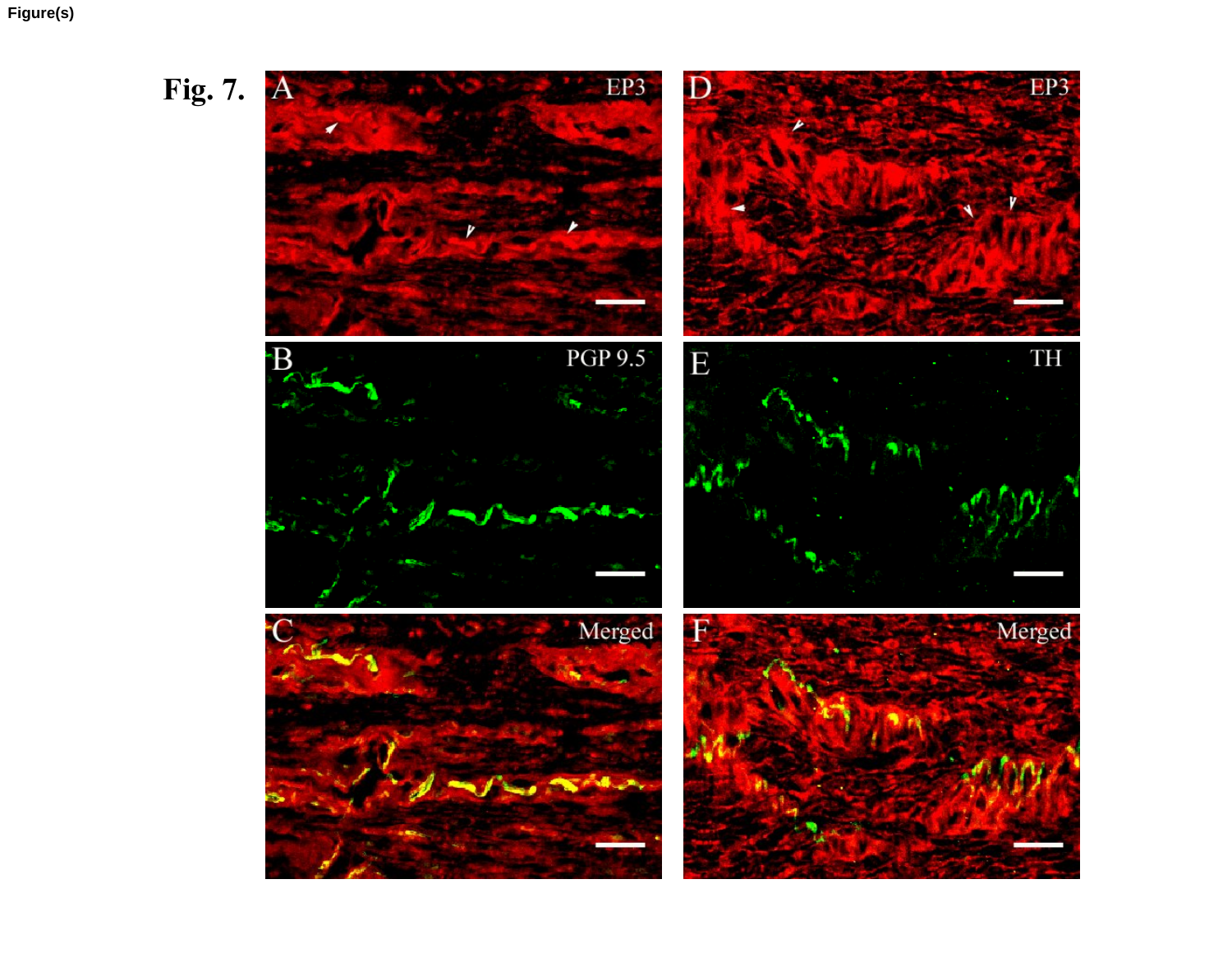Figure(s)

Fig. 7.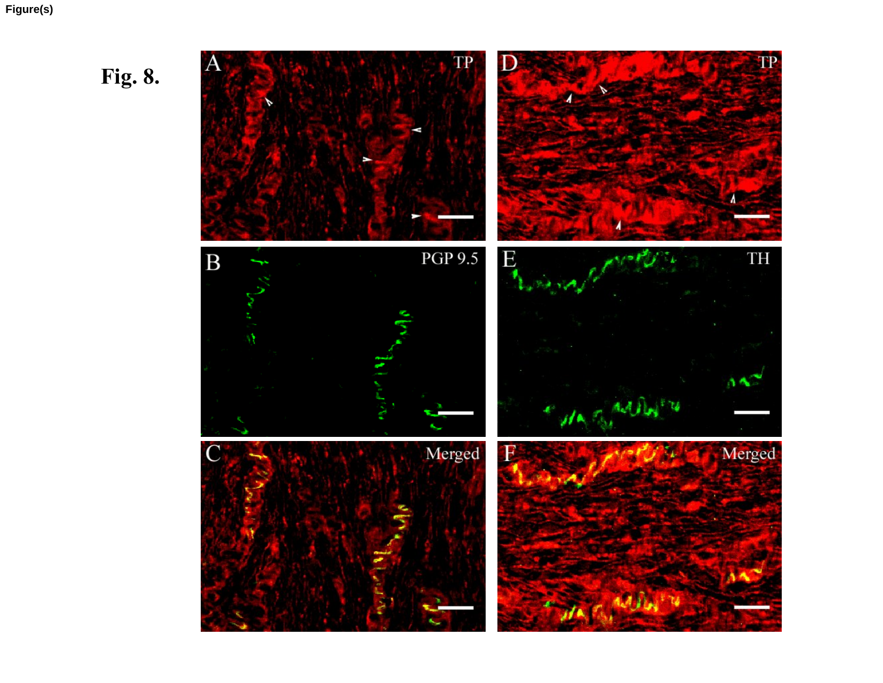Figure(s)

Fig. 8.

A TP

B PGP 9.5

C Merged

D TP

E TH

F Merged